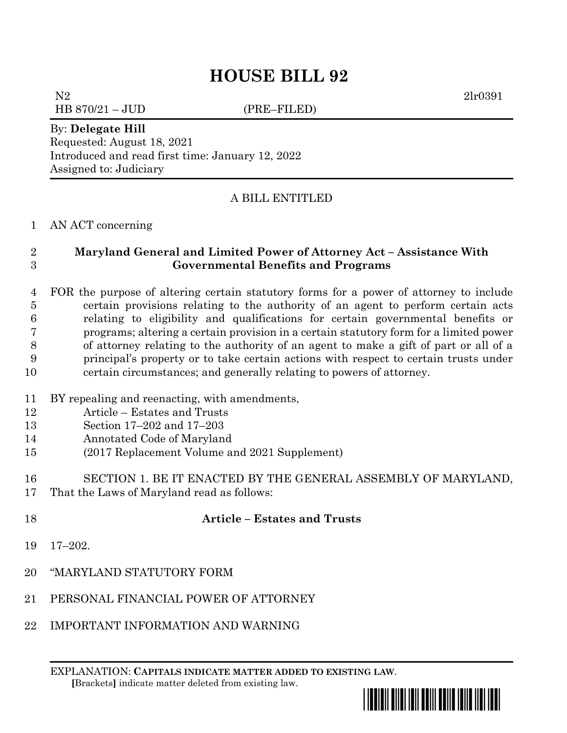# HOUSE BILL 92

N2 2lr0391
HB 870/21 – JUD (PRE–FILED)

By: **Delegate Hill**
Requested: August 18, 2021
Introduced and read first time: January 12, 2022
Assigned to: Judiciary

A BILL ENTITLED

1 AN ACT concerning

2 **Maryland General and Limited Power of Attorney Act – Assistance With**
3 **Governmental Benefits and Programs**

4 FOR the purpose of altering certain statutory forms for a power of attorney to include
5 certain provisions relating to the authority of an agent to perform certain acts
6 relating to eligibility and qualifications for certain governmental benefits or
7 programs; altering a certain provision in a certain statutory form for a limited power
8 of attorney relating to the authority of an agent to make a gift of part or all of a
9 principal's property or to take certain actions with respect to certain trusts under
10 certain circumstances; and generally relating to powers of attorney.

11 BY repealing and reenacting, with amendments,
12 Article – Estates and Trusts
13 Section 17–202 and 17–203
14 Annotated Code of Maryland
15 (2017 Replacement Volume and 2021 Supplement)

16 SECTION 1. BE IT ENACTED BY THE GENERAL ASSEMBLY OF MARYLAND,
17 That the Laws of Maryland read as follows:

18 **Article – Estates and Trusts**

19 17–202.

20 "MARYLAND STATUTORY FORM

21 PERSONAL FINANCIAL POWER OF ATTORNEY

22 IMPORTANT INFORMATION AND WARNING

EXPLANATION: **CAPITALS INDICATE MATTER ADDED TO EXISTING LAW.**
[Brackets] indicate matter deleted from existing law.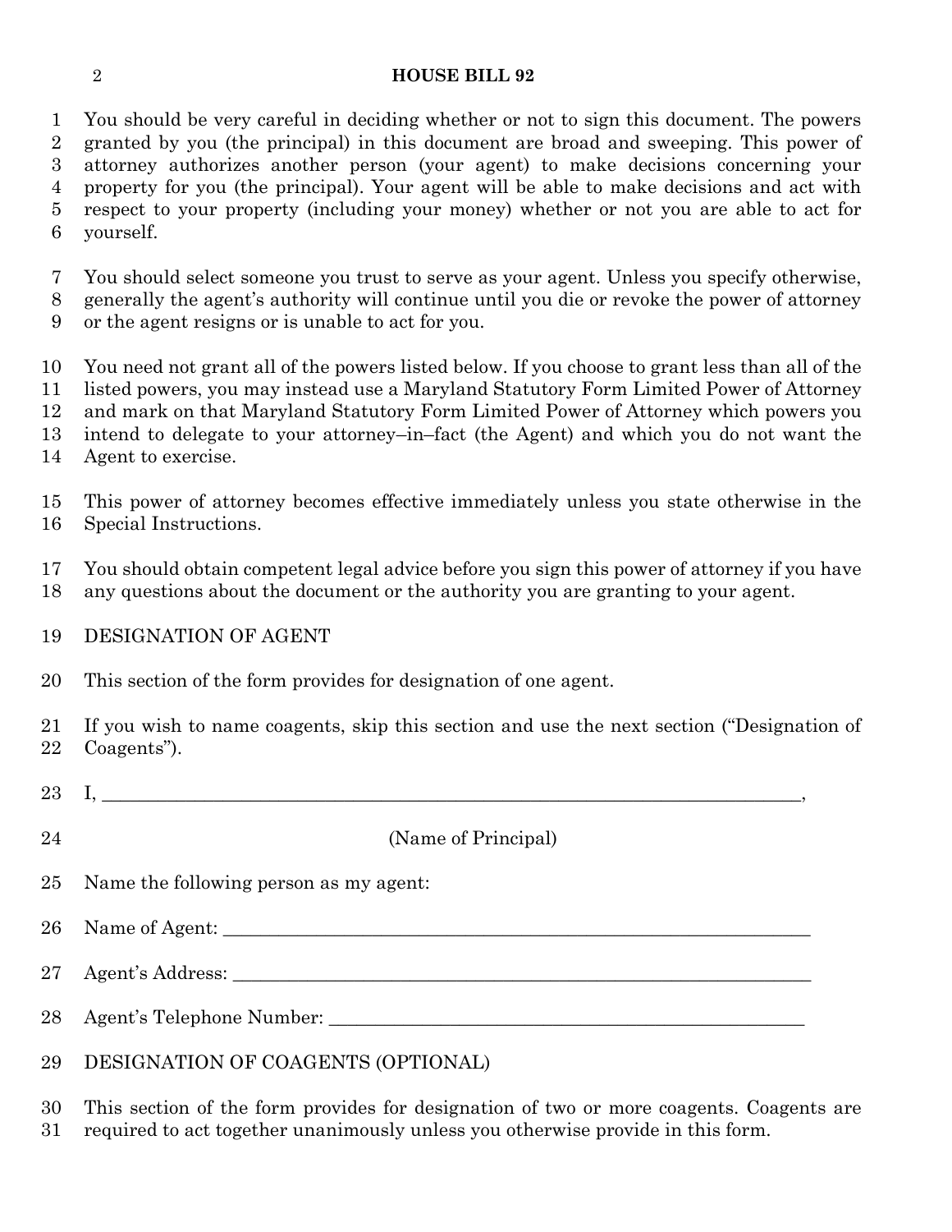You should be very careful in deciding whether or not to sign this document. The powers granted by you (the principal) in this document are broad and sweeping. This power of attorney authorizes another person (your agent) to make decisions concerning your property for you (the principal). Your agent will be able to make decisions and act with respect to your property (including your money) whether or not you are able to act for yourself.

You should select someone you trust to serve as your agent. Unless you specify otherwise, generally the agent's authority will continue until you die or revoke the power of attorney or the agent resigns or is unable to act for you.

You need not grant all of the powers listed below. If you choose to grant less than all of the listed powers, you may instead use a Maryland Statutory Form Limited Power of Attorney and mark on that Maryland Statutory Form Limited Power of Attorney which powers you intend to delegate to your attorney–in–fact (the Agent) and which you do not want the Agent to exercise.

This power of attorney becomes effective immediately unless you state otherwise in the Special Instructions.

You should obtain competent legal advice before you sign this power of attorney if you have any questions about the document or the authority you are granting to your agent.

DESIGNATION OF AGENT

This section of the form provides for designation of one agent.

If you wish to name coagents, skip this section and use the next section ("Designation of Coagents").

I, ______________________________________________________________________________,

(Name of Principal)

Name the following person as my agent:

Name of Agent: ______________________________________________________________________

Agent's Address: _____________________________________________________________________

Agent's Telephone Number: ____________________________________________________________

DESIGNATION OF COAGENTS (OPTIONAL)

This section of the form provides for designation of two or more coagents. Coagents are required to act together unanimously unless you otherwise provide in this form.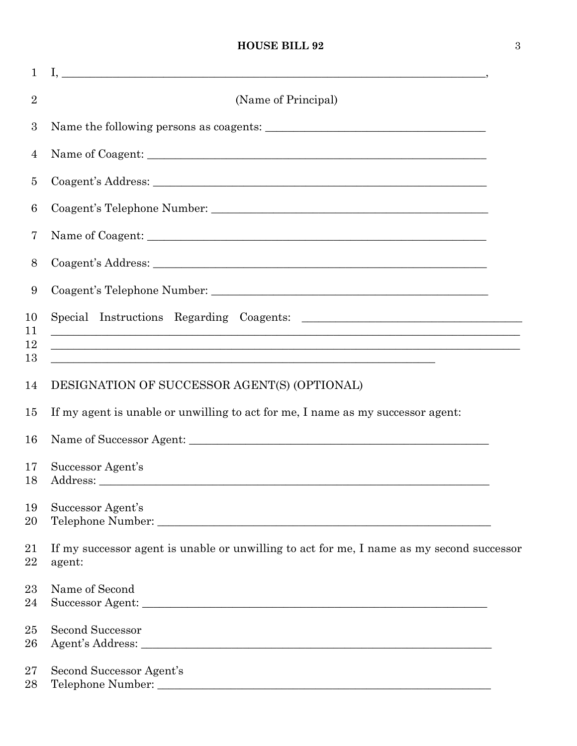I, ______________________________________________________________________,

(Name of Principal)

Name the following persons as coagents: ______________________________________

Name of Coagent: ____________________________________________________________

Coagent's Address: __________________________________________________________

Coagent's Telephone Number: _________________________________________________

Name of Coagent: ____________________________________________________________

Coagent's Address: __________________________________________________________

Coagent's Telephone Number: _________________________________________________

Special Instructions Regarding Coagents: ______________________________________
_________________________________________________________________________________
_________________________________________________________________________________
_____________________________________________________________________

DESIGNATION OF SUCCESSOR AGENT(S) (OPTIONAL)

If my agent is unable or unwilling to act for me, I name as my successor agent:

Name of Successor Agent: _____________________________________________________

Successor Agent's
Address: __________________________________________________________________

Successor Agent's
Telephone Number: __________________________________________________________

If my successor agent is unable or unwilling to act for me, I name as my second successor agent:

Name of Second
Successor Agent: ____________________________________________________________

Second Successor
Agent's Address: ____________________________________________________________

Second Successor Agent's
Telephone Number: __________________________________________________________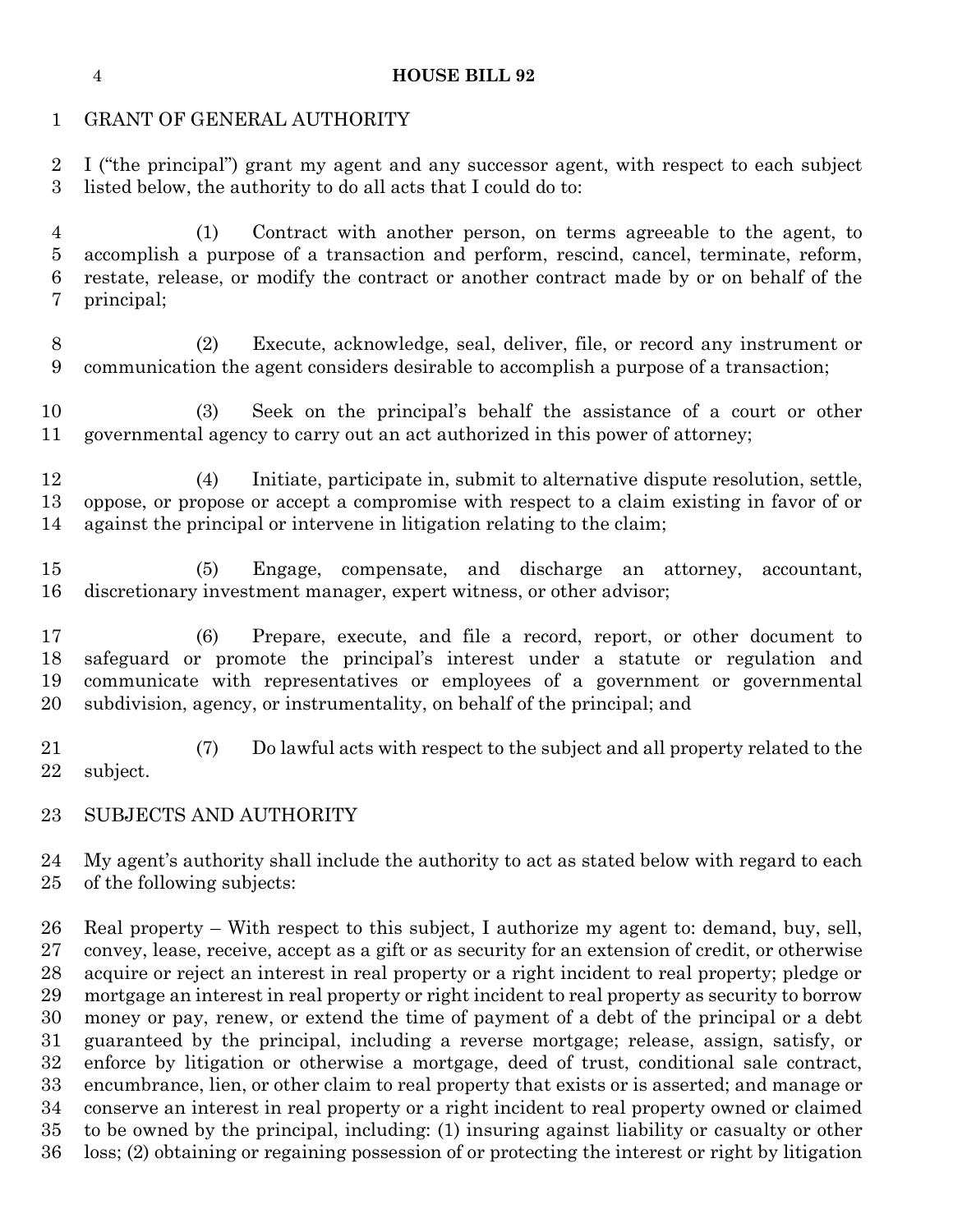GRANT OF GENERAL AUTHORITY

I ("the principal") grant my agent and any successor agent, with respect to each subject listed below, the authority to do all acts that I could do to:

(1) Contract with another person, on terms agreeable to the agent, to accomplish a purpose of a transaction and perform, rescind, cancel, terminate, reform, restate, release, or modify the contract or another contract made by or on behalf of the principal;

(2) Execute, acknowledge, seal, deliver, file, or record any instrument or communication the agent considers desirable to accomplish a purpose of a transaction;

(3) Seek on the principal's behalf the assistance of a court or other governmental agency to carry out an act authorized in this power of attorney;

(4) Initiate, participate in, submit to alternative dispute resolution, settle, oppose, or propose or accept a compromise with respect to a claim existing in favor of or against the principal or intervene in litigation relating to the claim;

(5) Engage, compensate, and discharge an attorney, accountant, discretionary investment manager, expert witness, or other advisor;

(6) Prepare, execute, and file a record, report, or other document to safeguard or promote the principal's interest under a statute or regulation and communicate with representatives or employees of a government or governmental subdivision, agency, or instrumentality, on behalf of the principal; and

(7) Do lawful acts with respect to the subject and all property related to the subject.

SUBJECTS AND AUTHORITY

My agent's authority shall include the authority to act as stated below with regard to each of the following subjects:

Real property – With respect to this subject, I authorize my agent to: demand, buy, sell, convey, lease, receive, accept as a gift or as security for an extension of credit, or otherwise acquire or reject an interest in real property or a right incident to real property; pledge or mortgage an interest in real property or right incident to real property as security to borrow money or pay, renew, or extend the time of payment of a debt of the principal or a debt guaranteed by the principal, including a reverse mortgage; release, assign, satisfy, or enforce by litigation or otherwise a mortgage, deed of trust, conditional sale contract, encumbrance, lien, or other claim to real property that exists or is asserted; and manage or conserve an interest in real property or a right incident to real property owned or claimed to be owned by the principal, including: (1) insuring against liability or casualty or other loss; (2) obtaining or regaining possession of or protecting the interest or right by litigation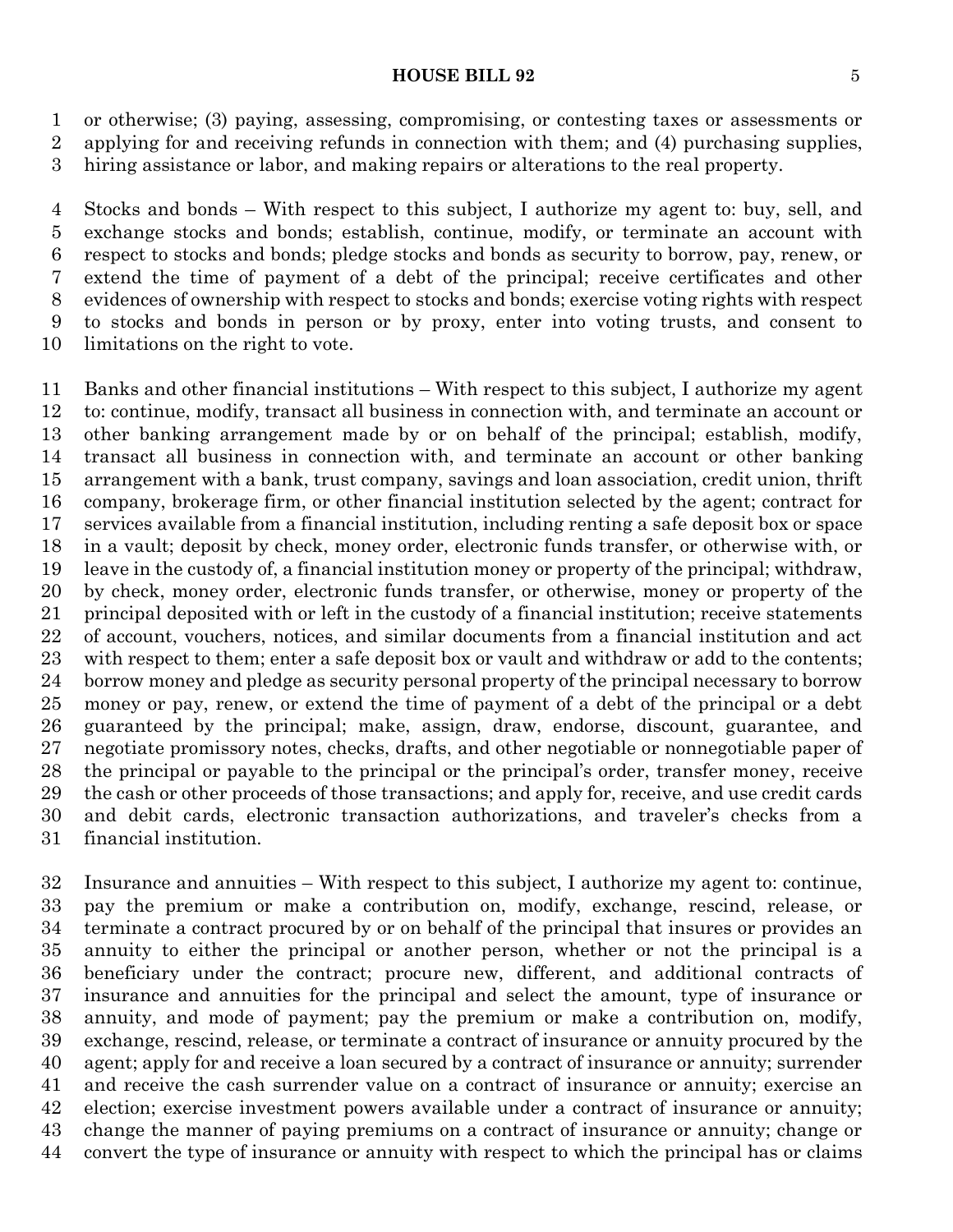or otherwise; (3) paying, assessing, compromising, or contesting taxes or assessments or applying for and receiving refunds in connection with them; and (4) purchasing supplies, hiring assistance or labor, and making repairs or alterations to the real property.

Stocks and bonds – With respect to this subject, I authorize my agent to: buy, sell, and exchange stocks and bonds; establish, continue, modify, or terminate an account with respect to stocks and bonds; pledge stocks and bonds as security to borrow, pay, renew, or extend the time of payment of a debt of the principal; receive certificates and other evidences of ownership with respect to stocks and bonds; exercise voting rights with respect to stocks and bonds in person or by proxy, enter into voting trusts, and consent to limitations on the right to vote.

Banks and other financial institutions – With respect to this subject, I authorize my agent to: continue, modify, transact all business in connection with, and terminate an account or other banking arrangement made by or on behalf of the principal; establish, modify, transact all business in connection with, and terminate an account or other banking arrangement with a bank, trust company, savings and loan association, credit union, thrift company, brokerage firm, or other financial institution selected by the agent; contract for services available from a financial institution, including renting a safe deposit box or space in a vault; deposit by check, money order, electronic funds transfer, or otherwise with, or leave in the custody of, a financial institution money or property of the principal; withdraw, by check, money order, electronic funds transfer, or otherwise, money or property of the principal deposited with or left in the custody of a financial institution; receive statements of account, vouchers, notices, and similar documents from a financial institution and act with respect to them; enter a safe deposit box or vault and withdraw or add to the contents; borrow money and pledge as security personal property of the principal necessary to borrow money or pay, renew, or extend the time of payment of a debt of the principal or a debt guaranteed by the principal; make, assign, draw, endorse, discount, guarantee, and negotiate promissory notes, checks, drafts, and other negotiable or nonnegotiable paper of the principal or payable to the principal or the principal's order, transfer money, receive the cash or other proceeds of those transactions; and apply for, receive, and use credit cards and debit cards, electronic transaction authorizations, and traveler's checks from a financial institution.

Insurance and annuities – With respect to this subject, I authorize my agent to: continue, pay the premium or make a contribution on, modify, exchange, rescind, release, or terminate a contract procured by or on behalf of the principal that insures or provides an annuity to either the principal or another person, whether or not the principal is a beneficiary under the contract; procure new, different, and additional contracts of insurance and annuities for the principal and select the amount, type of insurance or annuity, and mode of payment; pay the premium or make a contribution on, modify, exchange, rescind, release, or terminate a contract of insurance or annuity procured by the agent; apply for and receive a loan secured by a contract of insurance or annuity; surrender and receive the cash surrender value on a contract of insurance or annuity; exercise an election; exercise investment powers available under a contract of insurance or annuity; change the manner of paying premiums on a contract of insurance or annuity; change or convert the type of insurance or annuity with respect to which the principal has or claims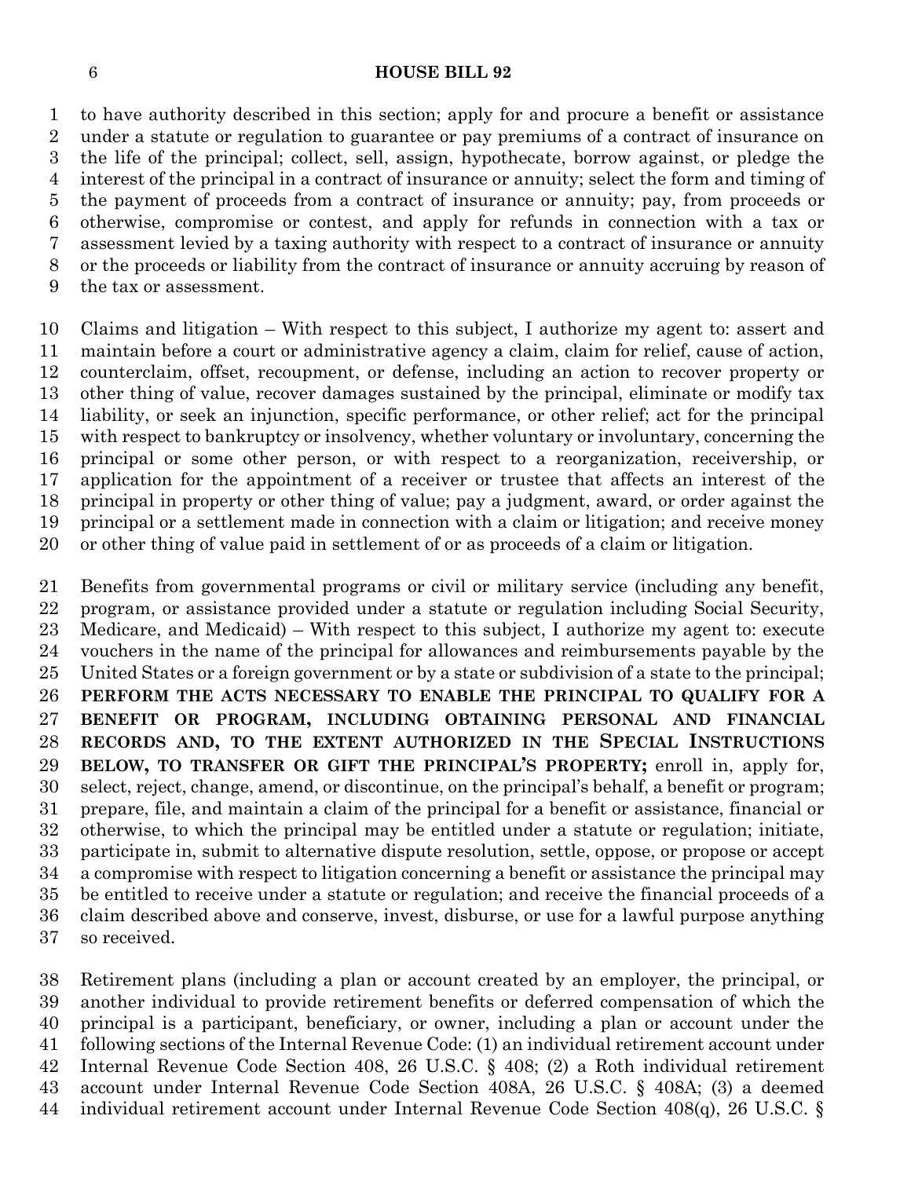to have authority described in this section; apply for and procure a benefit or assistance under a statute or regulation to guarantee or pay premiums of a contract of insurance on the life of the principal; collect, sell, assign, hypothecate, borrow against, or pledge the interest of the principal in a contract of insurance or annuity; select the form and timing of the payment of proceeds from a contract of insurance or annuity; pay, from proceeds or otherwise, compromise or contest, and apply for refunds in connection with a tax or assessment levied by a taxing authority with respect to a contract of insurance or annuity or the proceeds or liability from the contract of insurance or annuity accruing by reason of the tax or assessment.

Claims and litigation – With respect to this subject, I authorize my agent to: assert and maintain before a court or administrative agency a claim, claim for relief, cause of action, counterclaim, offset, recoupment, or defense, including an action to recover property or other thing of value, recover damages sustained by the principal, eliminate or modify tax liability, or seek an injunction, specific performance, or other relief; act for the principal with respect to bankruptcy or insolvency, whether voluntary or involuntary, concerning the principal or some other person, or with respect to a reorganization, receivership, or application for the appointment of a receiver or trustee that affects an interest of the principal in property or other thing of value; pay a judgment, award, or order against the principal or a settlement made in connection with a claim or litigation; and receive money or other thing of value paid in settlement of or as proceeds of a claim or litigation.

Benefits from governmental programs or civil or military service (including any benefit, program, or assistance provided under a statute or regulation including Social Security, Medicare, and Medicaid) – With respect to this subject, I authorize my agent to: execute vouchers in the name of the principal for allowances and reimbursements payable by the United States or a foreign government or by a state or subdivision of a state to the principal; **PERFORM THE ACTS NECESSARY TO ENABLE THE PRINCIPAL TO QUALIFY FOR A BENEFIT OR PROGRAM, INCLUDING OBTAINING PERSONAL AND FINANCIAL RECORDS AND, TO THE EXTENT AUTHORIZED IN THE SPECIAL INSTRUCTIONS BELOW, TO TRANSFER OR GIFT THE PRINCIPAL'S PROPERTY;** enroll in, apply for, select, reject, change, amend, or discontinue, on the principal's behalf, a benefit or program; prepare, file, and maintain a claim of the principal for a benefit or assistance, financial or otherwise, to which the principal may be entitled under a statute or regulation; initiate, participate in, submit to alternative dispute resolution, settle, oppose, or propose or accept a compromise with respect to litigation concerning a benefit or assistance the principal may be entitled to receive under a statute or regulation; and receive the financial proceeds of a claim described above and conserve, invest, disburse, or use for a lawful purpose anything so received.

Retirement plans (including a plan or account created by an employer, the principal, or another individual to provide retirement benefits or deferred compensation of which the principal is a participant, beneficiary, or owner, including a plan or account under the following sections of the Internal Revenue Code: (1) an individual retirement account under Internal Revenue Code Section 408, 26 U.S.C. § 408; (2) a Roth individual retirement account under Internal Revenue Code Section 408A, 26 U.S.C. § 408A; (3) a deemed individual retirement account under Internal Revenue Code Section 408(q), 26 U.S.C. §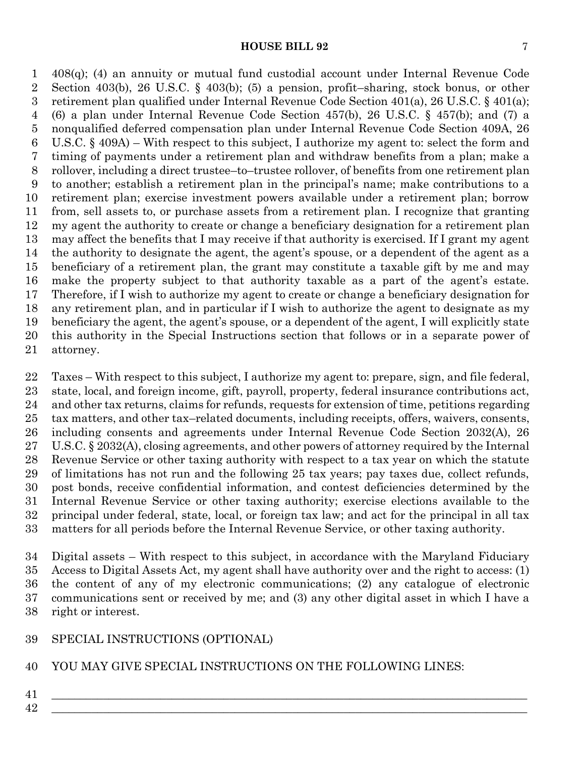408(q); (4) an annuity or mutual fund custodial account under Internal Revenue Code Section 403(b), 26 U.S.C. § 403(b); (5) a pension, profit–sharing, stock bonus, or other retirement plan qualified under Internal Revenue Code Section 401(a), 26 U.S.C. § 401(a); (6) a plan under Internal Revenue Code Section 457(b), 26 U.S.C. § 457(b); and (7) a nonqualified deferred compensation plan under Internal Revenue Code Section 409A, 26 U.S.C. § 409A) – With respect to this subject, I authorize my agent to: select the form and timing of payments under a retirement plan and withdraw benefits from a plan; make a rollover, including a direct trustee–to–trustee rollover, of benefits from one retirement plan to another; establish a retirement plan in the principal's name; make contributions to a retirement plan; exercise investment powers available under a retirement plan; borrow from, sell assets to, or purchase assets from a retirement plan. I recognize that granting my agent the authority to create or change a beneficiary designation for a retirement plan may affect the benefits that I may receive if that authority is exercised. If I grant my agent the authority to designate the agent, the agent's spouse, or a dependent of the agent as a beneficiary of a retirement plan, the grant may constitute a taxable gift by me and may make the property subject to that authority taxable as a part of the agent's estate. Therefore, if I wish to authorize my agent to create or change a beneficiary designation for any retirement plan, and in particular if I wish to authorize the agent to designate as my beneficiary the agent, the agent's spouse, or a dependent of the agent, I will explicitly state this authority in the Special Instructions section that follows or in a separate power of attorney.

Taxes – With respect to this subject, I authorize my agent to: prepare, sign, and file federal, state, local, and foreign income, gift, payroll, property, federal insurance contributions act, and other tax returns, claims for refunds, requests for extension of time, petitions regarding tax matters, and other tax–related documents, including receipts, offers, waivers, consents, including consents and agreements under Internal Revenue Code Section 2032(A), 26 U.S.C. § 2032(A), closing agreements, and other powers of attorney required by the Internal Revenue Service or other taxing authority with respect to a tax year on which the statute of limitations has not run and the following 25 tax years; pay taxes due, collect refunds, post bonds, receive confidential information, and contest deficiencies determined by the Internal Revenue Service or other taxing authority; exercise elections available to the principal under federal, state, local, or foreign tax law; and act for the principal in all tax matters for all periods before the Internal Revenue Service, or other taxing authority.

Digital assets – With respect to this subject, in accordance with the Maryland Fiduciary Access to Digital Assets Act, my agent shall have authority over and the right to access: (1) the content of any of my electronic communications; (2) any catalogue of electronic communications sent or received by me; and (3) any other digital asset in which I have a right or interest.

SPECIAL INSTRUCTIONS (OPTIONAL)

YOU MAY GIVE SPECIAL INSTRUCTIONS ON THE FOLLOWING LINES:

______________________________________________________________________________

______________________________________________________________________________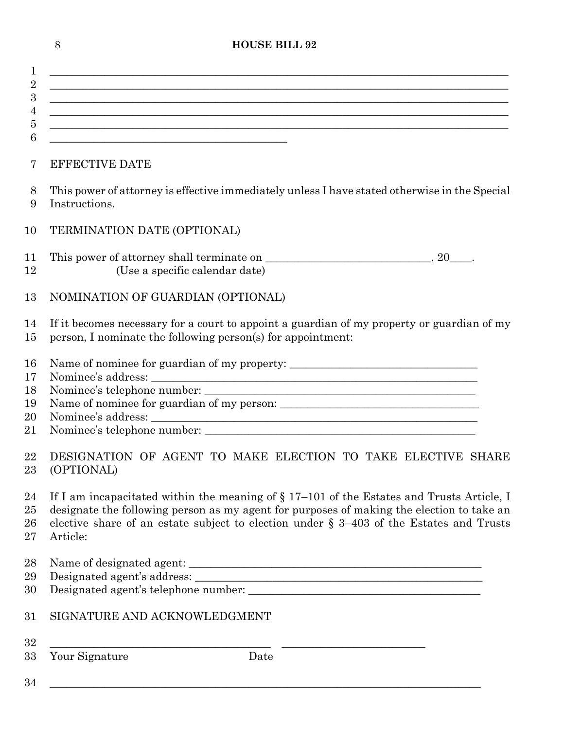\_\_\_\_\_\_\_\_\_\_\_\_\_\_\_\_\_\_\_\_\_\_\_\_\_\_\_\_\_\_\_\_\_\_\_\_\_\_\_\_\_\_\_\_\_\_\_\_\_\_\_\_\_\_\_\_\_\_\_\_\_\_\_\_\_\_\_\_\_\_\_\_\_\_\_\_

\_\_\_\_\_\_\_\_\_\_\_\_\_\_\_\_\_\_\_\_\_\_\_\_\_\_\_\_\_\_\_\_\_\_\_\_\_\_\_\_\_\_\_\_\_\_\_\_\_\_\_\_\_\_\_\_\_\_\_\_\_\_\_\_\_\_\_\_\_\_\_\_\_\_\_\_

\_\_\_\_\_\_\_\_\_\_\_\_\_\_\_\_\_\_\_\_\_\_\_\_\_\_\_\_\_\_\_\_\_\_\_\_\_\_\_\_\_\_\_\_\_\_\_\_\_\_\_\_\_\_\_\_\_\_\_\_\_\_\_\_\_\_\_\_\_\_\_\_\_\_\_\_

\_\_\_\_\_\_\_\_\_\_\_\_\_\_\_\_\_\_\_\_\_\_\_\_\_\_\_\_\_\_\_\_\_\_\_\_\_\_\_\_\_\_\_\_\_\_\_\_\_\_\_\_\_\_\_\_\_\_\_\_\_\_\_\_\_\_\_\_\_\_\_\_\_\_\_\_

\_\_\_\_\_\_\_\_\_\_\_\_\_\_\_\_\_\_\_\_\_\_\_\_\_\_\_\_\_\_\_\_\_\_\_\_\_\_\_\_\_\_\_\_\_\_\_\_\_\_\_\_\_\_\_\_\_\_\_\_\_\_\_\_\_\_\_\_\_\_\_\_\_\_\_\_

\_\_\_\_\_\_\_\_\_\_\_\_\_\_\_\_\_\_\_\_\_\_\_\_\_\_\_\_\_\_\_\_\_\_\_\_\_\_\_\_

EFFECTIVE DATE

This power of attorney is effective immediately unless I have stated otherwise in the Special Instructions.

TERMINATION DATE (OPTIONAL)

This power of attorney shall terminate on \_\_\_\_\_\_\_\_\_\_\_\_\_\_\_\_\_\_\_\_\_\_\_\_\_\_\_\_, 20\_\_\_\_.
(Use a specific calendar date)

NOMINATION OF GUARDIAN (OPTIONAL)

If it becomes necessary for a court to appoint a guardian of my property or guardian of my person, I nominate the following person(s) for appointment:

Name of nominee for guardian of my property: \_\_\_\_\_\_\_\_\_\_\_\_\_\_\_\_\_\_\_\_\_\_\_\_\_\_\_\_\_\_\_\_
Nominee's address: \_\_\_\_\_\_\_\_\_\_\_\_\_\_\_\_\_\_\_\_\_\_\_\_\_\_\_\_\_\_\_\_\_\_\_\_\_\_\_\_\_\_\_\_\_\_\_\_\_\_\_\_\_\_\_\_\_\_
Nominee's telephone number: \_\_\_\_\_\_\_\_\_\_\_\_\_\_\_\_\_\_\_\_\_\_\_\_\_\_\_\_\_\_\_\_\_\_\_\_\_\_\_\_\_\_\_\_\_\_
Name of nominee for guardian of my person: \_\_\_\_\_\_\_\_\_\_\_\_\_\_\_\_\_\_\_\_\_\_\_\_\_\_\_\_\_\_\_\_\_\_
Nominee's address: \_\_\_\_\_\_\_\_\_\_\_\_\_\_\_\_\_\_\_\_\_\_\_\_\_\_\_\_\_\_\_\_\_\_\_\_\_\_\_\_\_\_\_\_\_\_\_\_\_\_\_\_\_\_\_\_\_\_
Nominee's telephone number: \_\_\_\_\_\_\_\_\_\_\_\_\_\_\_\_\_\_\_\_\_\_\_\_\_\_\_\_\_\_\_\_\_\_\_\_\_\_\_\_\_\_\_\_\_\_

DESIGNATION OF AGENT TO MAKE ELECTION TO TAKE ELECTIVE SHARE (OPTIONAL)

If I am incapacitated within the meaning of § 17–101 of the Estates and Trusts Article, I designate the following person as my agent for purposes of making the election to take an elective share of an estate subject to election under § 3–403 of the Estates and Trusts Article:

Name of designated agent: \_\_\_\_\_\_\_\_\_\_\_\_\_\_\_\_\_\_\_\_\_\_\_\_\_\_\_\_\_\_\_\_\_\_\_\_\_\_\_\_\_\_\_\_\_\_\_\_\_\_
Designated agent's address: \_\_\_\_\_\_\_\_\_\_\_\_\_\_\_\_\_\_\_\_\_\_\_\_\_\_\_\_\_\_\_\_\_\_\_\_\_\_\_\_\_\_\_\_\_\_\_\_\_\_
Designated agent's telephone number: \_\_\_\_\_\_\_\_\_\_\_\_\_\_\_\_\_\_\_\_\_\_\_\_\_\_\_\_\_\_\_\_\_\_\_\_\_\_\_\_

SIGNATURE AND ACKNOWLEDGMENT

\_\_\_\_\_\_\_\_\_\_\_\_\_\_\_\_\_\_\_\_\_\_\_\_\_\_\_\_\_\_\_\_\_\_\_\_\_\_ \_\_\_\_\_\_\_\_\_\_\_\_\_\_\_\_\_\_\_\_\_\_\_\_\_
Your Signature Date

\_\_\_\_\_\_\_\_\_\_\_\_\_\_\_\_\_\_\_\_\_\_\_\_\_\_\_\_\_\_\_\_\_\_\_\_\_\_\_\_\_\_\_\_\_\_\_\_\_\_\_\_\_\_\_\_\_\_\_\_\_\_\_\_\_\_\_\_\_\_\_\_\_\_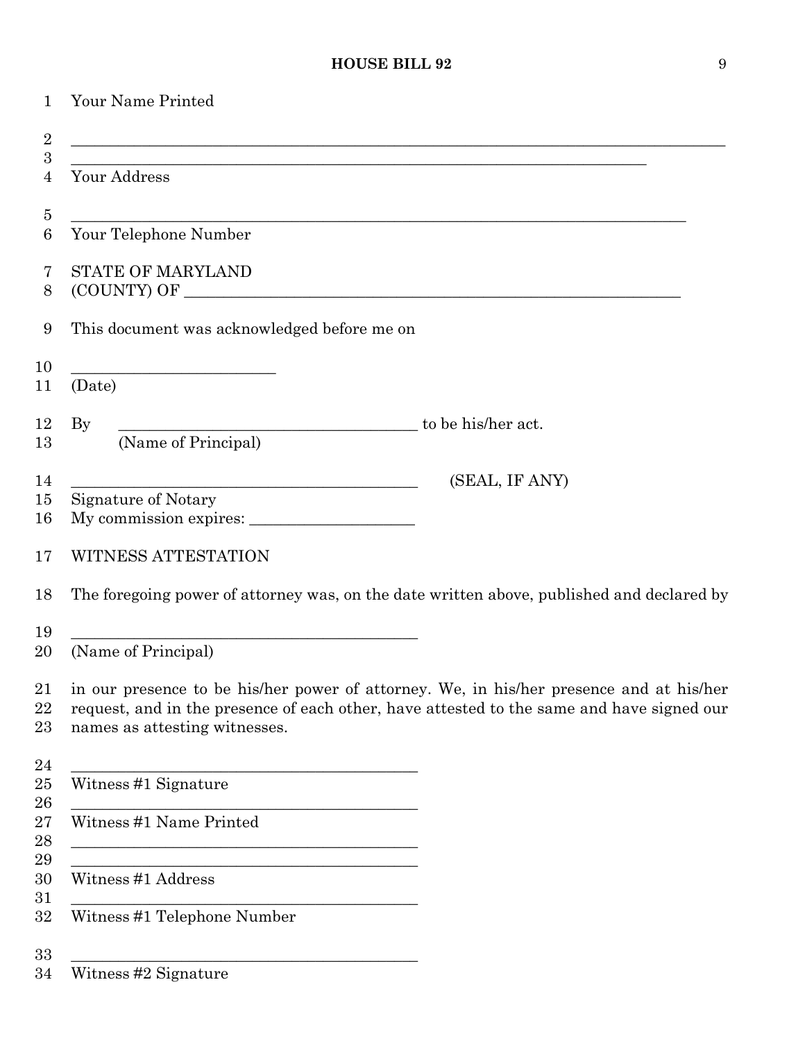Your Name Printed

______________________________________________________________________________

______________________________________________________________________

Your Address

__________________________________________________________________________

Your Telephone Number

STATE OF MARYLAND

(COUNTY) OF _______________________________________________________

This document was acknowledged before me on

_____________________

(Date)

By ________________________________ to be his/her act.

(Name of Principal)

______________________________________ (SEAL, IF ANY)

Signature of Notary

My commission expires: _________________

WITNESS ATTESTATION

The foregoing power of attorney was, on the date written above, published and declared by

______________________________________

(Name of Principal)

in our presence to be his/her power of attorney. We, in his/her presence and at his/her request, and in the presence of each other, have attested to the same and have signed our names as attesting witnesses.

______________________________________

Witness #1 Signature

______________________________________

Witness #1 Name Printed

______________________________________

______________________________________

Witness #1 Address

______________________________________

Witness #1 Telephone Number

______________________________________

Witness #2 Signature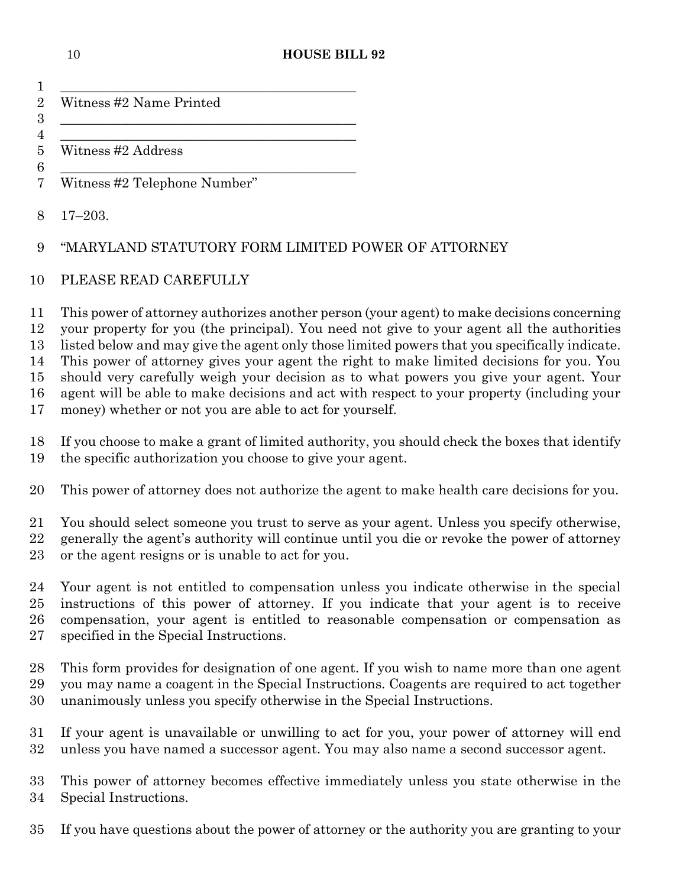\_\_\_\_\_\_\_\_\_\_\_\_\_\_\_\_\_\_\_\_\_\_\_\_\_\_\_\_\_\_\_\_\_\_\_\_\_\_\_\_\_\_

Witness #2 Name Printed

\_\_\_\_\_\_\_\_\_\_\_\_\_\_\_\_\_\_\_\_\_\_\_\_\_\_\_\_\_\_\_\_\_\_\_\_\_\_\_\_\_\_

\_\_\_\_\_\_\_\_\_\_\_\_\_\_\_\_\_\_\_\_\_\_\_\_\_\_\_\_\_\_\_\_\_\_\_\_\_\_\_\_\_\_

Witness #2 Address

\_\_\_\_\_\_\_\_\_\_\_\_\_\_\_\_\_\_\_\_\_\_\_\_\_\_\_\_\_\_\_\_\_\_\_\_\_\_\_\_\_\_

Witness #2 Telephone Number"

17–203.

"MARYLAND STATUTORY FORM LIMITED POWER OF ATTORNEY

PLEASE READ CAREFULLY

This power of attorney authorizes another person (your agent) to make decisions concerning your property for you (the principal). You need not give to your agent all the authorities listed below and may give the agent only those limited powers that you specifically indicate. This power of attorney gives your agent the right to make limited decisions for you. You should very carefully weigh your decision as to what powers you give your agent. Your agent will be able to make decisions and act with respect to your property (including your money) whether or not you are able to act for yourself.

If you choose to make a grant of limited authority, you should check the boxes that identify the specific authorization you choose to give your agent.

This power of attorney does not authorize the agent to make health care decisions for you.

You should select someone you trust to serve as your agent. Unless you specify otherwise, generally the agent's authority will continue until you die or revoke the power of attorney or the agent resigns or is unable to act for you.

Your agent is not entitled to compensation unless you indicate otherwise in the special instructions of this power of attorney. If you indicate that your agent is to receive compensation, your agent is entitled to reasonable compensation or compensation as specified in the Special Instructions.

This form provides for designation of one agent. If you wish to name more than one agent you may name a coagent in the Special Instructions. Coagents are required to act together unanimously unless you specify otherwise in the Special Instructions.

If your agent is unavailable or unwilling to act for you, your power of attorney will end unless you have named a successor agent. You may also name a second successor agent.

This power of attorney becomes effective immediately unless you state otherwise in the Special Instructions.

If you have questions about the power of attorney or the authority you are granting to your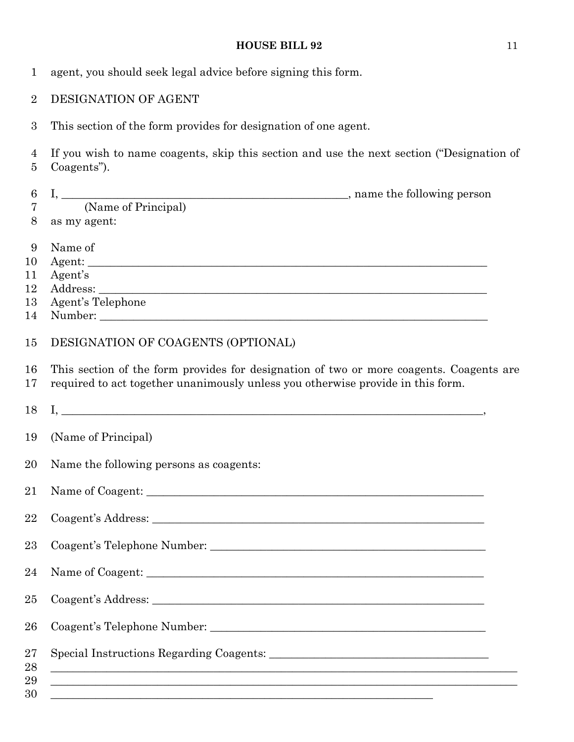agent, you should seek legal advice before signing this form.

DESIGNATION OF AGENT

This section of the form provides for designation of one agent.

If you wish to name coagents, skip this section and use the next section ("Designation of Coagents").

I, ______________________________________________________, name the following person
(Name of Principal)
as my agent:

Name of
Agent: ___________________________________________________________________________
Agent's
Address: _________________________________________________________________________
Agent's Telephone
Number: _________________________________________________________________________

DESIGNATION OF COAGENTS (OPTIONAL)

This section of the form provides for designation of two or more coagents. Coagents are required to act together unanimously unless you otherwise provide in this form.

I, ______________________________________________________________________________,

(Name of Principal)

Name the following persons as coagents:

Name of Coagent: _______________________________________________________________

Coagent's Address: _____________________________________________________________

Coagent's Telephone Number: ____________________________________________________

Name of Coagent: _______________________________________________________________

Coagent's Address: _____________________________________________________________

Coagent's Telephone Number: ____________________________________________________

Special Instructions Regarding Coagents: _________________________________________
_____________________________________________________________________________________
_____________________________________________________________________________________
_________________________________________________________________________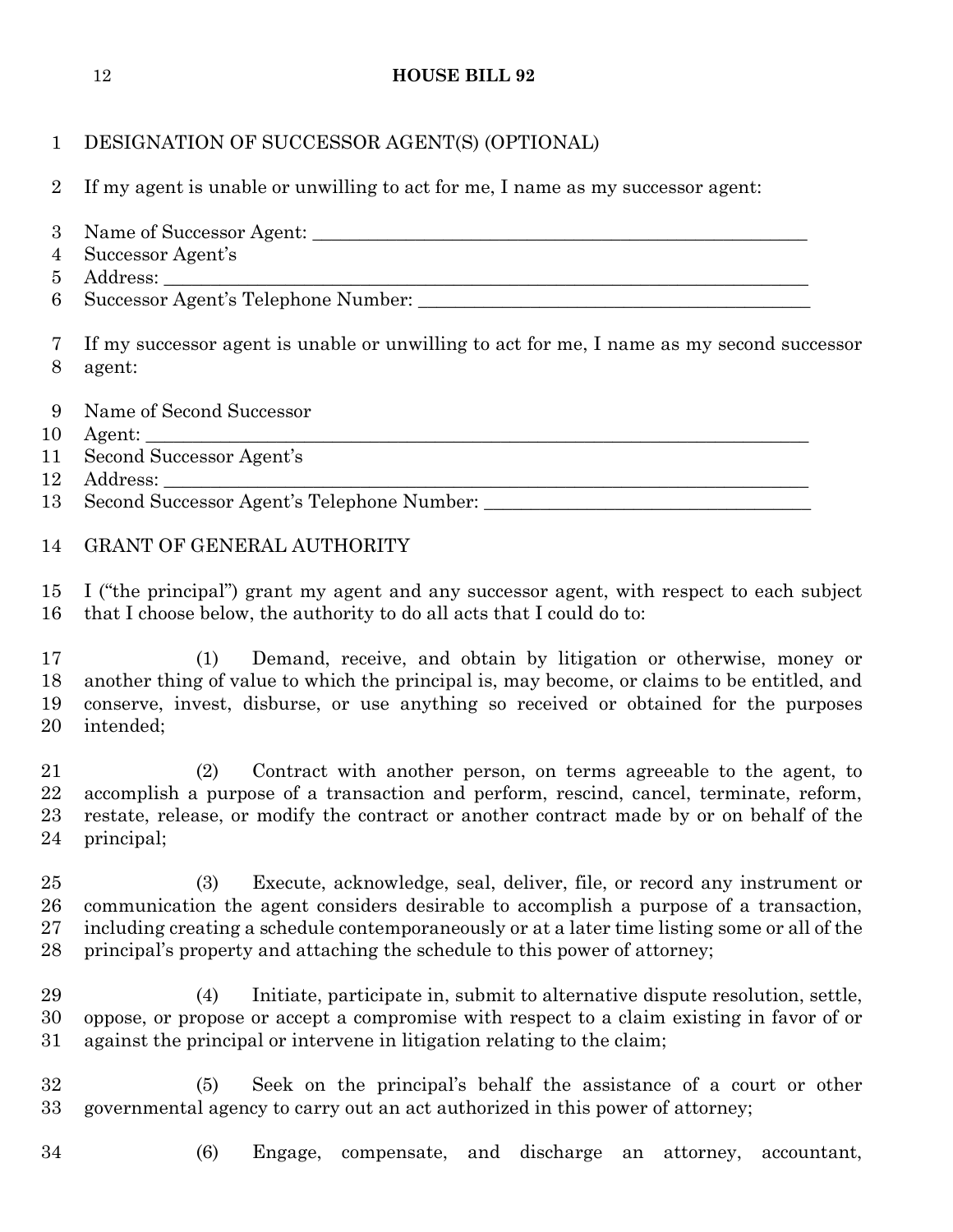DESIGNATION OF SUCCESSOR AGENT(S) (OPTIONAL)

If my agent is unable or unwilling to act for me, I name as my successor agent:

Name of Successor Agent: _______________________________________________
Successor Agent's
Address: _____________________________________________________________
Successor Agent's Telephone Number: ____________________________________

If my successor agent is unable or unwilling to act for me, I name as my second successor agent:

Name of Second Successor
Agent: _______________________________________________________________
Second Successor Agent's
Address: _____________________________________________________________
Second Successor Agent's Telephone Number: _______________________________

GRANT OF GENERAL AUTHORITY

I ("the principal") grant my agent and any successor agent, with respect to each subject that I choose below, the authority to do all acts that I could do to:

(1) Demand, receive, and obtain by litigation or otherwise, money or another thing of value to which the principal is, may become, or claims to be entitled, and conserve, invest, disburse, or use anything so received or obtained for the purposes intended;

(2) Contract with another person, on terms agreeable to the agent, to accomplish a purpose of a transaction and perform, rescind, cancel, terminate, reform, restate, release, or modify the contract or another contract made by or on behalf of the principal;

(3) Execute, acknowledge, seal, deliver, file, or record any instrument or communication the agent considers desirable to accomplish a purpose of a transaction, including creating a schedule contemporaneously or at a later time listing some or all of the principal's property and attaching the schedule to this power of attorney;

(4) Initiate, participate in, submit to alternative dispute resolution, settle, oppose, or propose or accept a compromise with respect to a claim existing in favor of or against the principal or intervene in litigation relating to the claim;

(5) Seek on the principal's behalf the assistance of a court or other governmental agency to carry out an act authorized in this power of attorney;

(6) Engage, compensate, and discharge an attorney, accountant,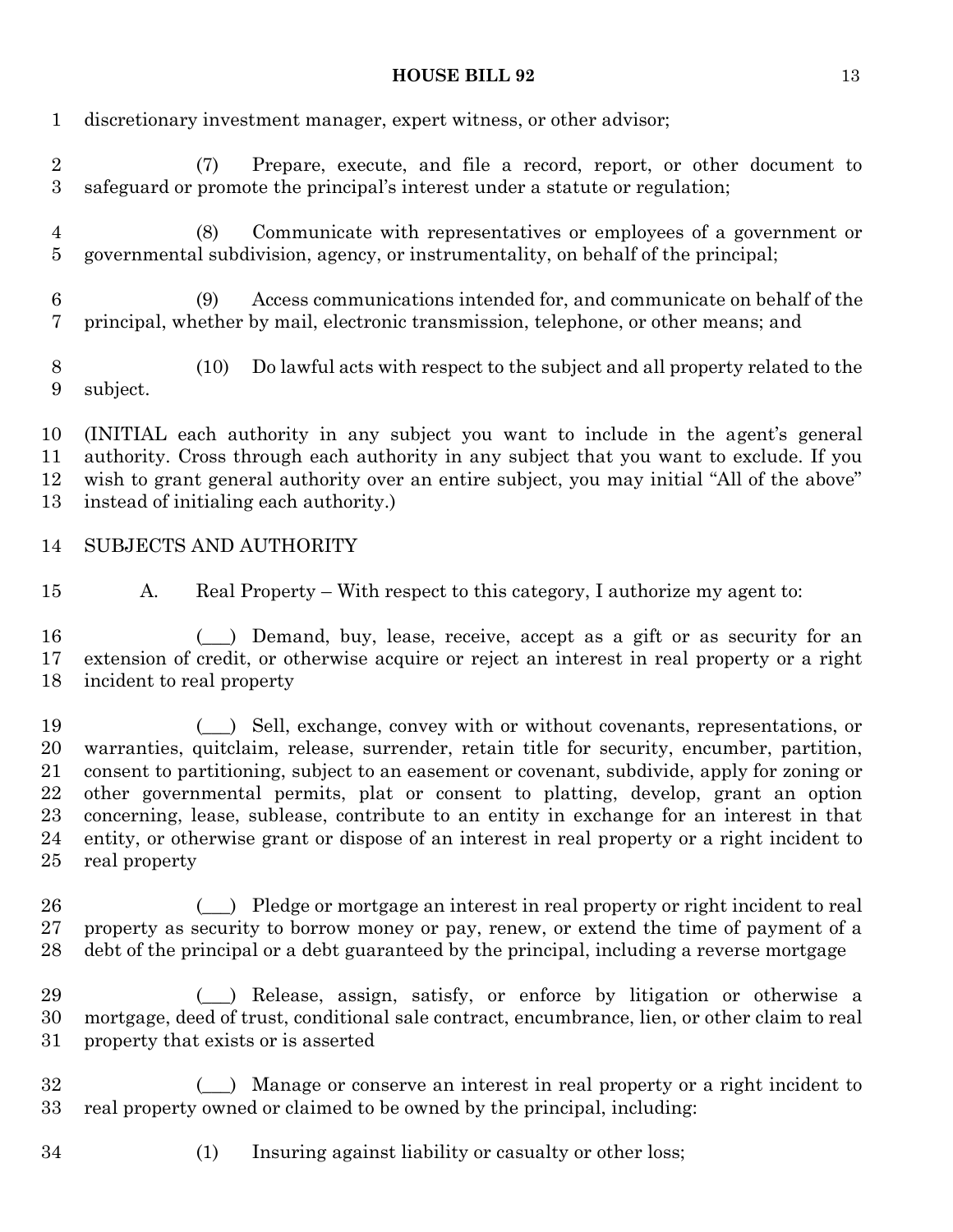discretionary investment manager, expert witness, or other advisor;

(7) Prepare, execute, and file a record, report, or other document to safeguard or promote the principal's interest under a statute or regulation;

(8) Communicate with representatives or employees of a government or governmental subdivision, agency, or instrumentality, on behalf of the principal;

(9) Access communications intended for, and communicate on behalf of the principal, whether by mail, electronic transmission, telephone, or other means; and

(10) Do lawful acts with respect to the subject and all property related to the subject.

(INITIAL each authority in any subject you want to include in the agent's general authority. Cross through each authority in any subject that you want to exclude. If you wish to grant general authority over an entire subject, you may initial "All of the above" instead of initialing each authority.)

SUBJECTS AND AUTHORITY

A. Real Property – With respect to this category, I authorize my agent to:

(___) Demand, buy, lease, receive, accept as a gift or as security for an extension of credit, or otherwise acquire or reject an interest in real property or a right incident to real property

(___) Sell, exchange, convey with or without covenants, representations, or warranties, quitclaim, release, surrender, retain title for security, encumber, partition, consent to partitioning, subject to an easement or covenant, subdivide, apply for zoning or other governmental permits, plat or consent to platting, develop, grant an option concerning, lease, sublease, contribute to an entity in exchange for an interest in that entity, or otherwise grant or dispose of an interest in real property or a right incident to real property

(___) Pledge or mortgage an interest in real property or right incident to real property as security to borrow money or pay, renew, or extend the time of payment of a debt of the principal or a debt guaranteed by the principal, including a reverse mortgage

(___) Release, assign, satisfy, or enforce by litigation or otherwise a mortgage, deed of trust, conditional sale contract, encumbrance, lien, or other claim to real property that exists or is asserted

(___) Manage or conserve an interest in real property or a right incident to real property owned or claimed to be owned by the principal, including:

(1) Insuring against liability or casualty or other loss;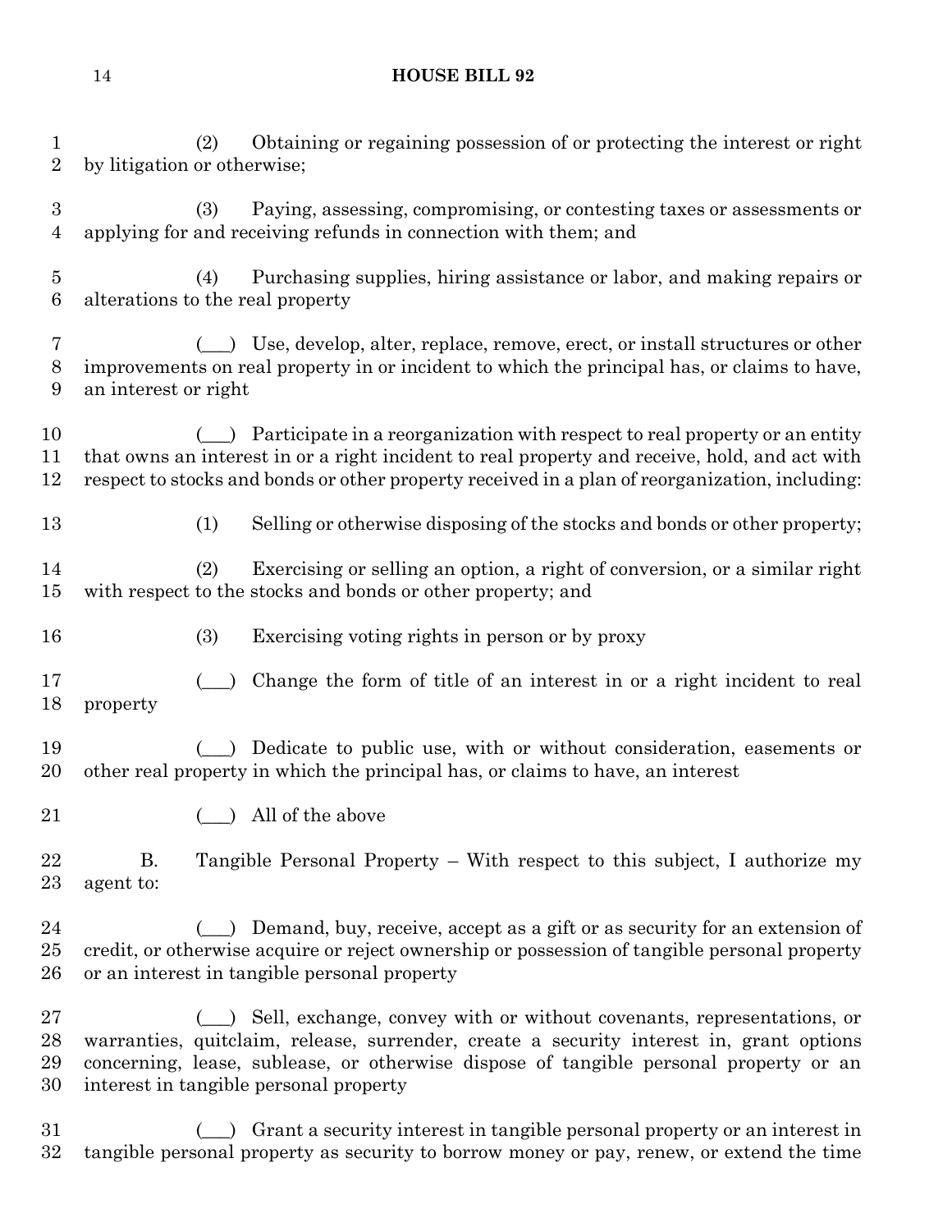(2) Obtaining or regaining possession of or protecting the interest or right by litigation or otherwise;

(3) Paying, assessing, compromising, or contesting taxes or assessments or applying for and receiving refunds in connection with them; and

(4) Purchasing supplies, hiring assistance or labor, and making repairs or alterations to the real property

(___) Use, develop, alter, replace, remove, erect, or install structures or other improvements on real property in or incident to which the principal has, or claims to have, an interest or right

(___) Participate in a reorganization with respect to real property or an entity that owns an interest in or a right incident to real property and receive, hold, and act with respect to stocks and bonds or other property received in a plan of reorganization, including:

(1) Selling or otherwise disposing of the stocks and bonds or other property;

(2) Exercising or selling an option, a right of conversion, or a similar right with respect to the stocks and bonds or other property; and

(3) Exercising voting rights in person or by proxy

(___) Change the form of title of an interest in or a right incident to real property

(___) Dedicate to public use, with or without consideration, easements or other real property in which the principal has, or claims to have, an interest

(___) All of the above

B. Tangible Personal Property – With respect to this subject, I authorize my agent to:

(___) Demand, buy, receive, accept as a gift or as security for an extension of credit, or otherwise acquire or reject ownership or possession of tangible personal property or an interest in tangible personal property

(___) Sell, exchange, convey with or without covenants, representations, or warranties, quitclaim, release, surrender, create a security interest in, grant options concerning, lease, sublease, or otherwise dispose of tangible personal property or an interest in tangible personal property

(___) Grant a security interest in tangible personal property or an interest in tangible personal property as security to borrow money or pay, renew, or extend the time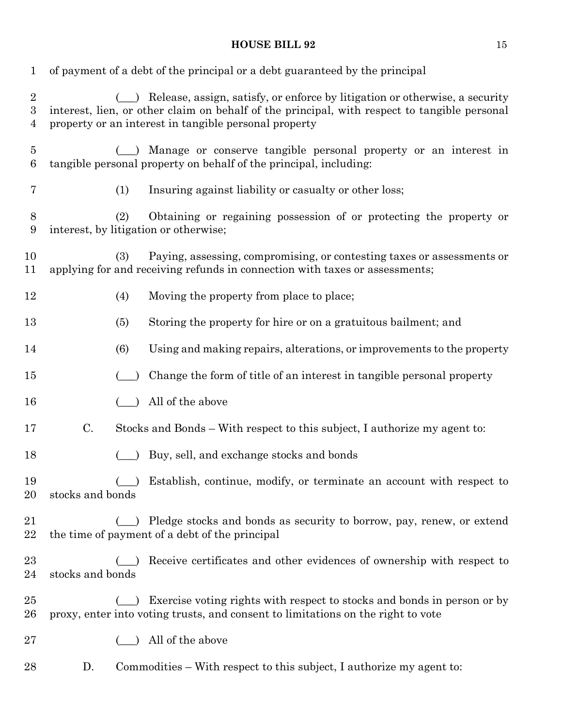of payment of a debt of the principal or a debt guaranteed by the principal

(___) Release, assign, satisfy, or enforce by litigation or otherwise, a security interest, lien, or other claim on behalf of the principal, with respect to tangible personal property or an interest in tangible personal property

(___) Manage or conserve tangible personal property or an interest in tangible personal property on behalf of the principal, including:

(1) Insuring against liability or casualty or other loss;

(2) Obtaining or regaining possession of or protecting the property or interest, by litigation or otherwise;

(3) Paying, assessing, compromising, or contesting taxes or assessments or applying for and receiving refunds in connection with taxes or assessments;

(4) Moving the property from place to place;

(5) Storing the property for hire or on a gratuitous bailment; and

(6) Using and making repairs, alterations, or improvements to the property

(___) Change the form of title of an interest in tangible personal property

(___) All of the above

C. Stocks and Bonds – With respect to this subject, I authorize my agent to:

(___) Buy, sell, and exchange stocks and bonds

(___) Establish, continue, modify, or terminate an account with respect to stocks and bonds

(___) Pledge stocks and bonds as security to borrow, pay, renew, or extend the time of payment of a debt of the principal

(___) Receive certificates and other evidences of ownership with respect to stocks and bonds

(___) Exercise voting rights with respect to stocks and bonds in person or by proxy, enter into voting trusts, and consent to limitations on the right to vote

(___) All of the above

D. Commodities – With respect to this subject, I authorize my agent to: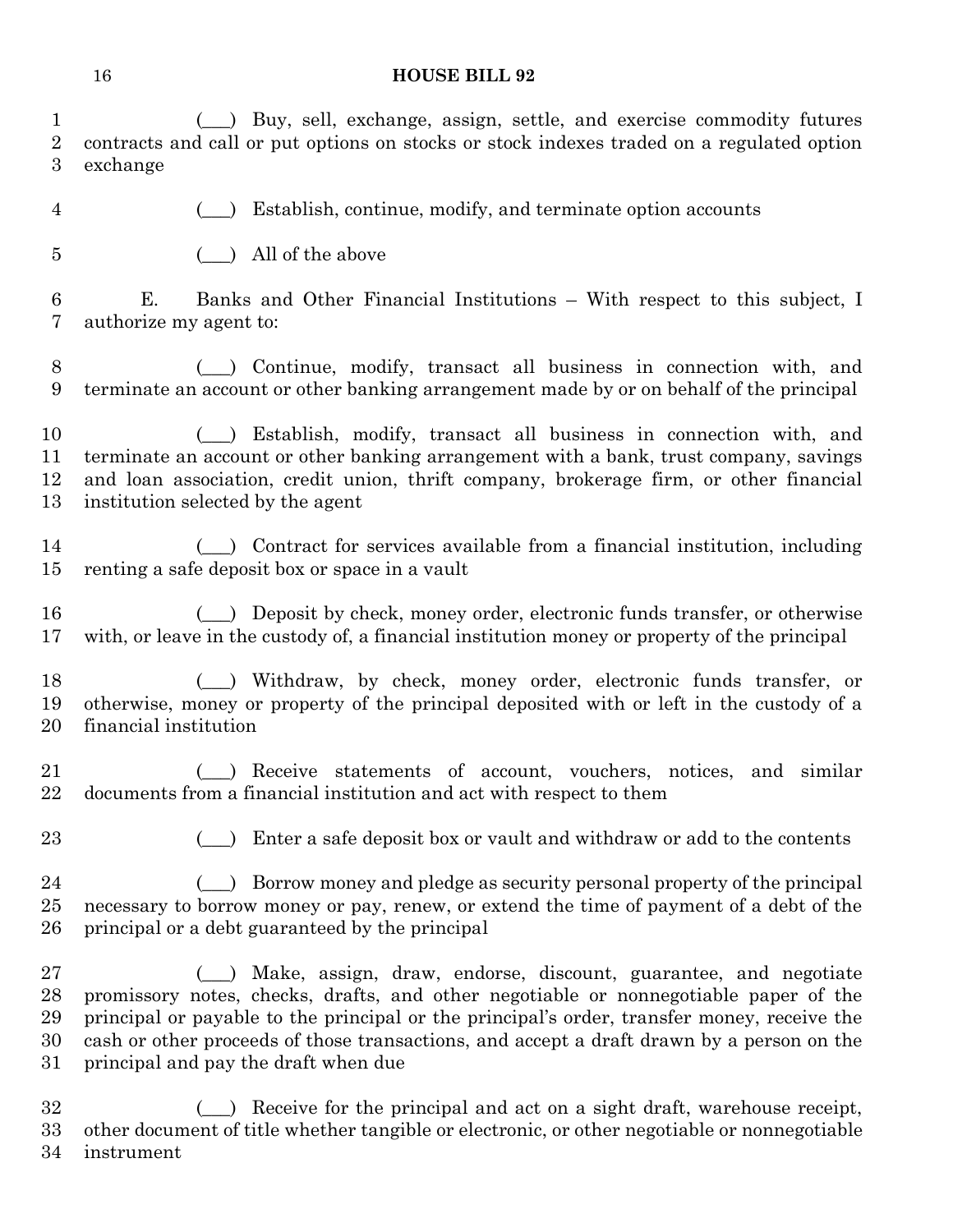(___) Buy, sell, exchange, assign, settle, and exercise commodity futures contracts and call or put options on stocks or stock indexes traded on a regulated option exchange

(___) Establish, continue, modify, and terminate option accounts

(___) All of the above

E. Banks and Other Financial Institutions – With respect to this subject, I authorize my agent to:

(___) Continue, modify, transact all business in connection with, and terminate an account or other banking arrangement made by or on behalf of the principal

(___) Establish, modify, transact all business in connection with, and terminate an account or other banking arrangement with a bank, trust company, savings and loan association, credit union, thrift company, brokerage firm, or other financial institution selected by the agent

(___) Contract for services available from a financial institution, including renting a safe deposit box or space in a vault

(___) Deposit by check, money order, electronic funds transfer, or otherwise with, or leave in the custody of, a financial institution money or property of the principal

(___) Withdraw, by check, money order, electronic funds transfer, or otherwise, money or property of the principal deposited with or left in the custody of a financial institution

(___) Receive statements of account, vouchers, notices, and similar documents from a financial institution and act with respect to them

(___) Enter a safe deposit box or vault and withdraw or add to the contents

(___) Borrow money and pledge as security personal property of the principal necessary to borrow money or pay, renew, or extend the time of payment of a debt of the principal or a debt guaranteed by the principal

(___) Make, assign, draw, endorse, discount, guarantee, and negotiate promissory notes, checks, drafts, and other negotiable or nonnegotiable paper of the principal or payable to the principal or the principal's order, transfer money, receive the cash or other proceeds of those transactions, and accept a draft drawn by a person on the principal and pay the draft when due

(___) Receive for the principal and act on a sight draft, warehouse receipt, other document of title whether tangible or electronic, or other negotiable or nonnegotiable instrument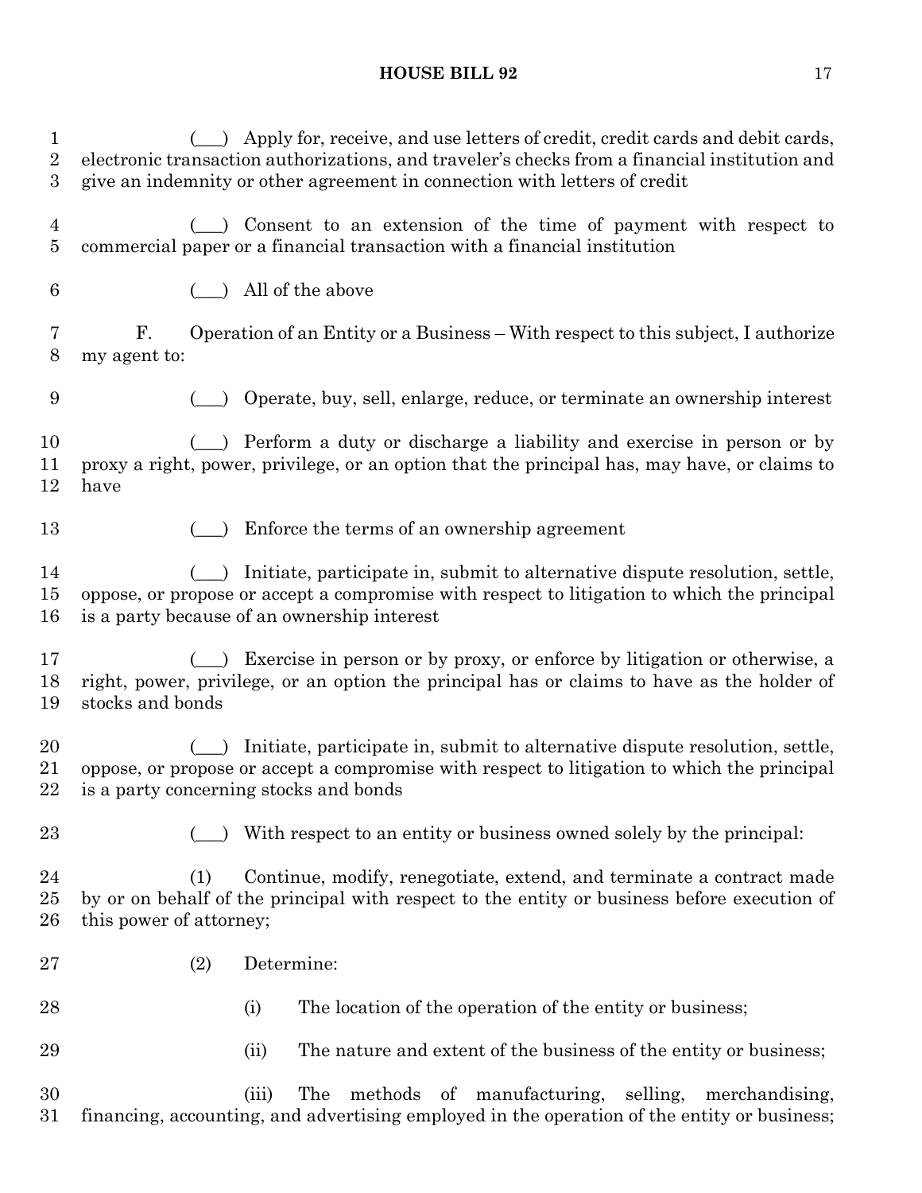(___) Apply for, receive, and use letters of credit, credit cards and debit cards, electronic transaction authorizations, and traveler's checks from a financial institution and give an indemnity or other agreement in connection with letters of credit

(___) Consent to an extension of the time of payment with respect to commercial paper or a financial transaction with a financial institution

(___) All of the above

F. Operation of an Entity or a Business – With respect to this subject, I authorize my agent to:

(___) Operate, buy, sell, enlarge, reduce, or terminate an ownership interest

(___) Perform a duty or discharge a liability and exercise in person or by proxy a right, power, privilege, or an option that the principal has, may have, or claims to have

(___) Enforce the terms of an ownership agreement

(___) Initiate, participate in, submit to alternative dispute resolution, settle, oppose, or propose or accept a compromise with respect to litigation to which the principal is a party because of an ownership interest

(___) Exercise in person or by proxy, or enforce by litigation or otherwise, a right, power, privilege, or an option the principal has or claims to have as the holder of stocks and bonds

(___) Initiate, participate in, submit to alternative dispute resolution, settle, oppose, or propose or accept a compromise with respect to litigation to which the principal is a party concerning stocks and bonds

(___) With respect to an entity or business owned solely by the principal:

(1) Continue, modify, renegotiate, extend, and terminate a contract made by or on behalf of the principal with respect to the entity or business before execution of this power of attorney;

(2) Determine:

(i) The location of the operation of the entity or business;

(ii) The nature and extent of the business of the entity or business;

(iii) The methods of manufacturing, selling, merchandising, financing, accounting, and advertising employed in the operation of the entity or business;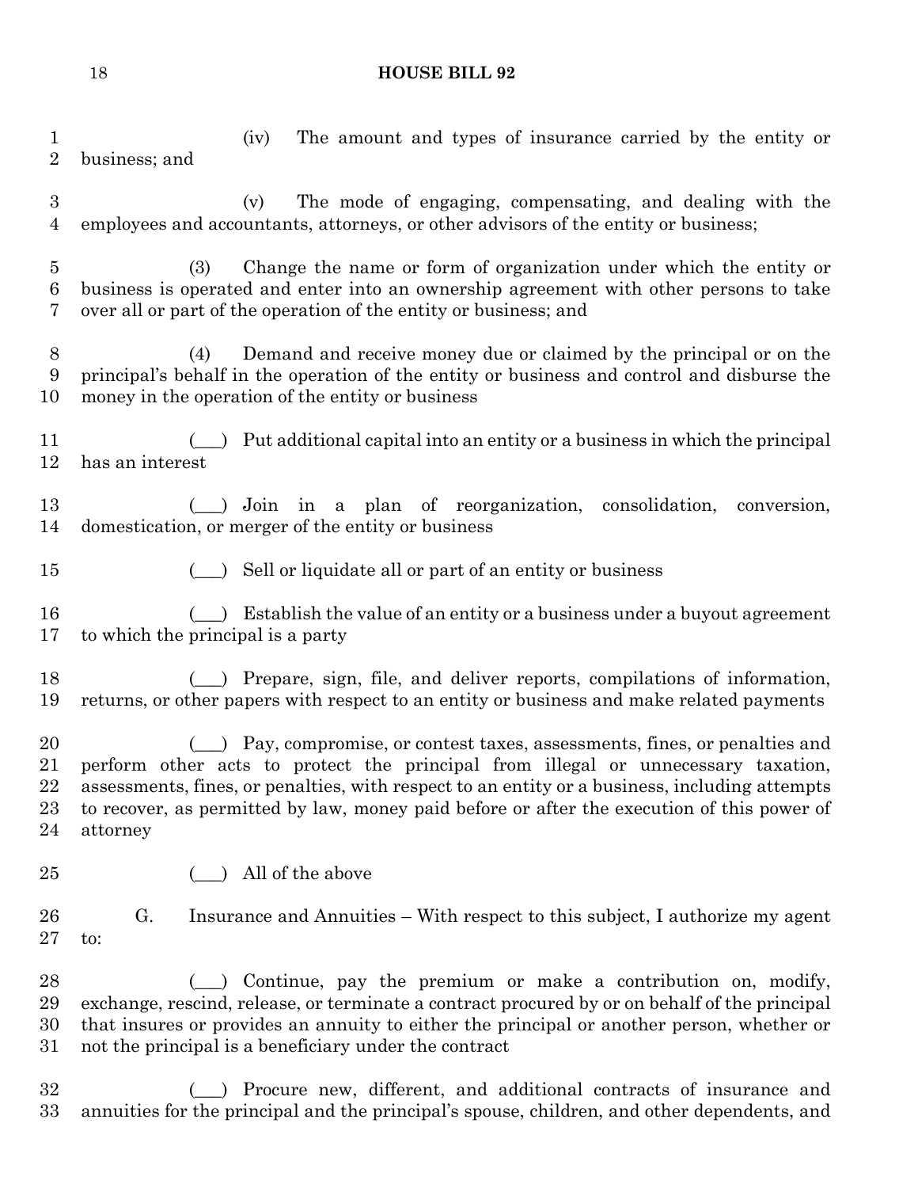(iv) The amount and types of insurance carried by the entity or business; and

(v) The mode of engaging, compensating, and dealing with the employees and accountants, attorneys, or other advisors of the entity or business;

(3) Change the name or form of organization under which the entity or business is operated and enter into an ownership agreement with other persons to take over all or part of the operation of the entity or business; and

(4) Demand and receive money due or claimed by the principal or on the principal's behalf in the operation of the entity or business and control and disburse the money in the operation of the entity or business

(___) Put additional capital into an entity or a business in which the principal has an interest

(___) Join in a plan of reorganization, consolidation, conversion, domestication, or merger of the entity or business

(___) Sell or liquidate all or part of an entity or business

(___) Establish the value of an entity or a business under a buyout agreement to which the principal is a party

(___) Prepare, sign, file, and deliver reports, compilations of information, returns, or other papers with respect to an entity or business and make related payments

(___) Pay, compromise, or contest taxes, assessments, fines, or penalties and perform other acts to protect the principal from illegal or unnecessary taxation, assessments, fines, or penalties, with respect to an entity or a business, including attempts to recover, as permitted by law, money paid before or after the execution of this power of attorney

(___) All of the above

G. Insurance and Annuities – With respect to this subject, I authorize my agent to:

(___) Continue, pay the premium or make a contribution on, modify, exchange, rescind, release, or terminate a contract procured by or on behalf of the principal that insures or provides an annuity to either the principal or another person, whether or not the principal is a beneficiary under the contract

(___) Procure new, different, and additional contracts of insurance and annuities for the principal and the principal's spouse, children, and other dependents, and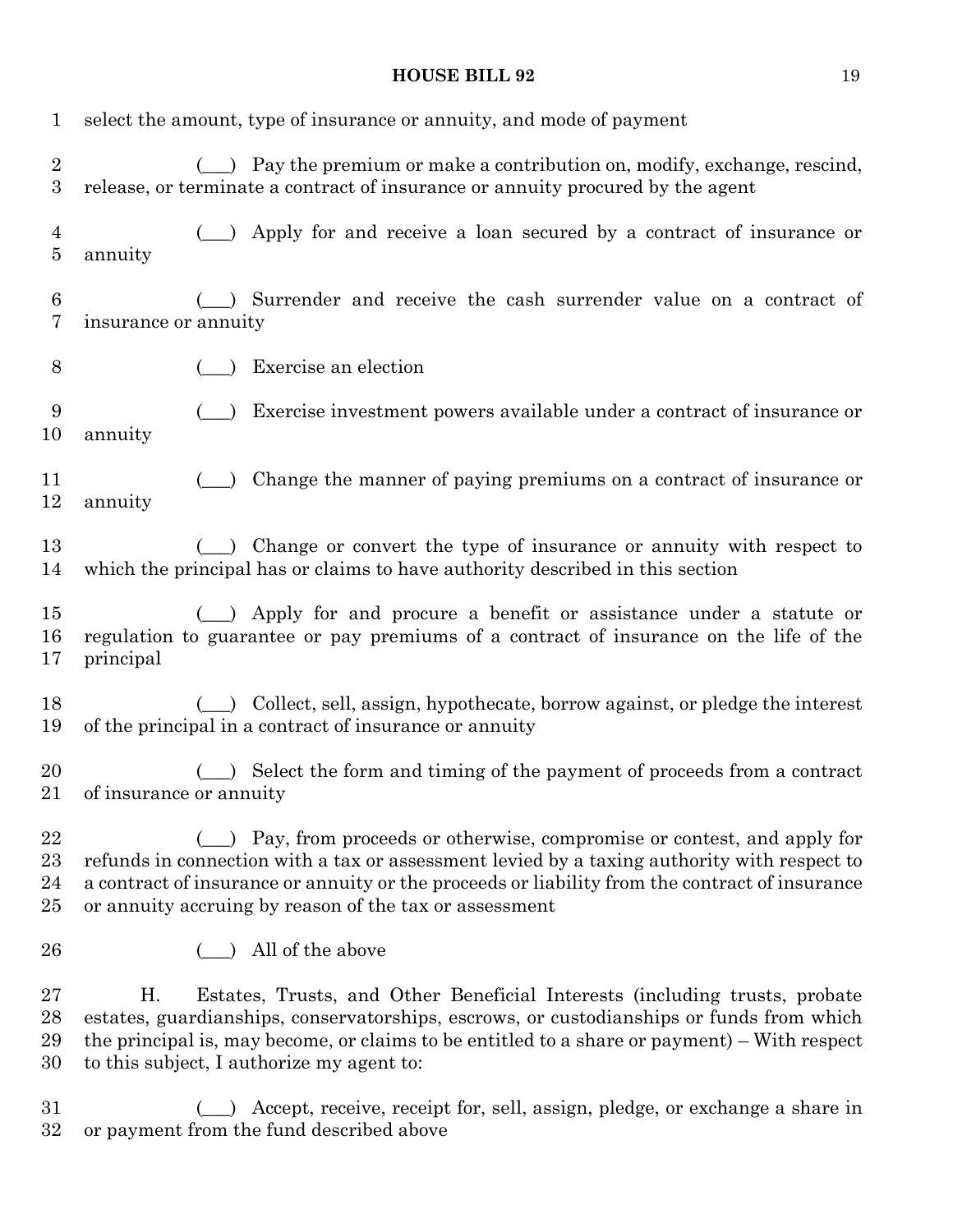select the amount, type of insurance or annuity, and mode of payment

(___) Pay the premium or make a contribution on, modify, exchange, rescind, release, or terminate a contract of insurance or annuity procured by the agent

(___) Apply for and receive a loan secured by a contract of insurance or annuity

(___) Surrender and receive the cash surrender value on a contract of insurance or annuity

(___) Exercise an election

(___) Exercise investment powers available under a contract of insurance or annuity

(___) Change the manner of paying premiums on a contract of insurance or annuity

(___) Change or convert the type of insurance or annuity with respect to which the principal has or claims to have authority described in this section

(___) Apply for and procure a benefit or assistance under a statute or regulation to guarantee or pay premiums of a contract of insurance on the life of the principal

(___) Collect, sell, assign, hypothecate, borrow against, or pledge the interest of the principal in a contract of insurance or annuity

(___) Select the form and timing of the payment of proceeds from a contract of insurance or annuity

(___) Pay, from proceeds or otherwise, compromise or contest, and apply for refunds in connection with a tax or assessment levied by a taxing authority with respect to a contract of insurance or annuity or the proceeds or liability from the contract of insurance or annuity accruing by reason of the tax or assessment

(___) All of the above

H. Estates, Trusts, and Other Beneficial Interests (including trusts, probate estates, guardianships, conservatorships, escrows, or custodianships or funds from which the principal is, may become, or claims to be entitled to a share or payment) – With respect to this subject, I authorize my agent to:

(___) Accept, receive, receipt for, sell, assign, pledge, or exchange a share in or payment from the fund described above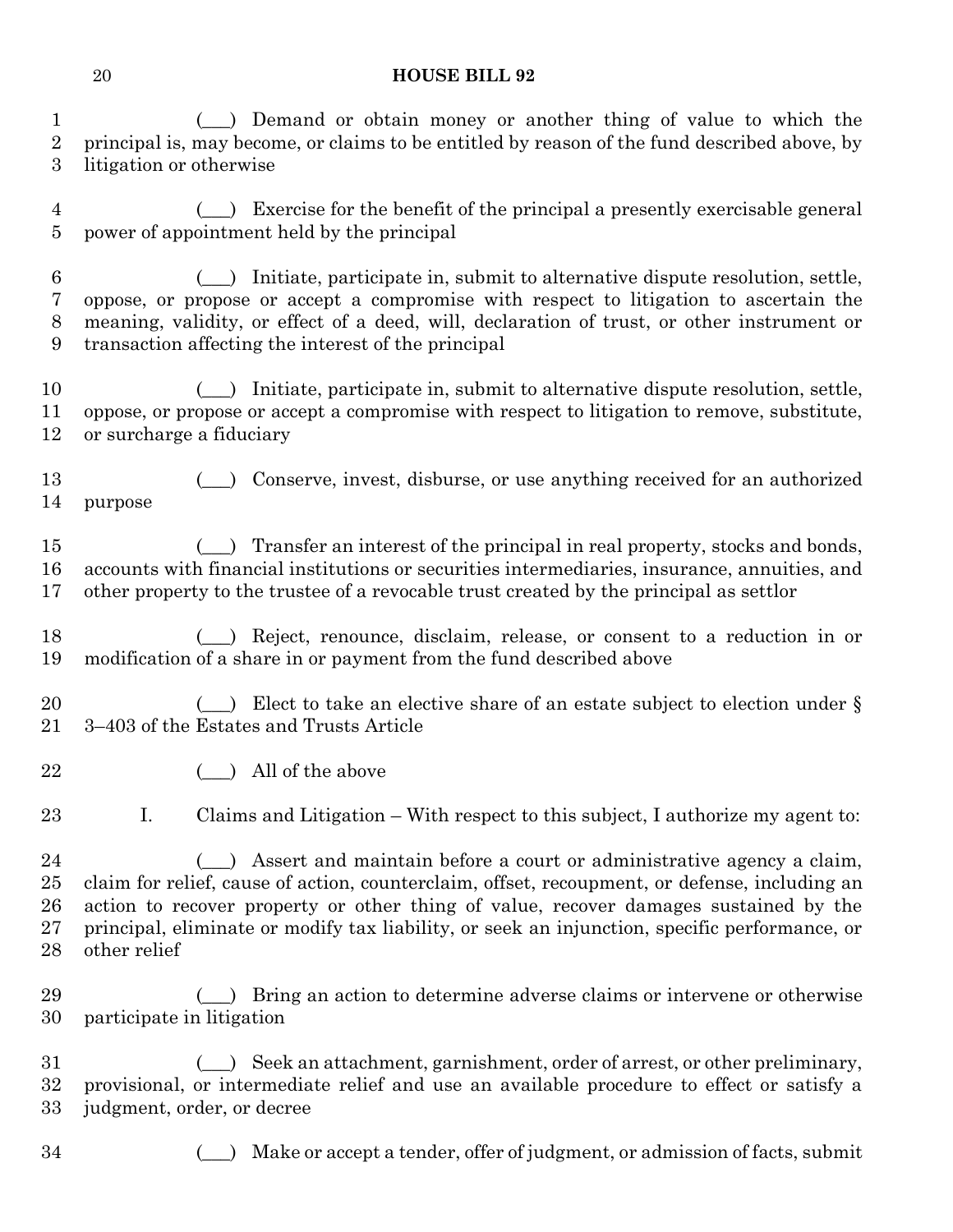(___) Demand or obtain money or another thing of value to which the principal is, may become, or claims to be entitled by reason of the fund described above, by litigation or otherwise

(___) Exercise for the benefit of the principal a presently exercisable general power of appointment held by the principal

(___) Initiate, participate in, submit to alternative dispute resolution, settle, oppose, or propose or accept a compromise with respect to litigation to ascertain the meaning, validity, or effect of a deed, will, declaration of trust, or other instrument or transaction affecting the interest of the principal

(___) Initiate, participate in, submit to alternative dispute resolution, settle, oppose, or propose or accept a compromise with respect to litigation to remove, substitute, or surcharge a fiduciary

(___) Conserve, invest, disburse, or use anything received for an authorized purpose

(___) Transfer an interest of the principal in real property, stocks and bonds, accounts with financial institutions or securities intermediaries, insurance, annuities, and other property to the trustee of a revocable trust created by the principal as settlor

(___) Reject, renounce, disclaim, release, or consent to a reduction in or modification of a share in or payment from the fund described above

(___) Elect to take an elective share of an estate subject to election under § 3–403 of the Estates and Trusts Article

(___) All of the above

I. Claims and Litigation – With respect to this subject, I authorize my agent to:

(___) Assert and maintain before a court or administrative agency a claim, claim for relief, cause of action, counterclaim, offset, recoupment, or defense, including an action to recover property or other thing of value, recover damages sustained by the principal, eliminate or modify tax liability, or seek an injunction, specific performance, or other relief

(___) Bring an action to determine adverse claims or intervene or otherwise participate in litigation

(___) Seek an attachment, garnishment, order of arrest, or other preliminary, provisional, or intermediate relief and use an available procedure to effect or satisfy a judgment, order, or decree

(___) Make or accept a tender, offer of judgment, or admission of facts, submit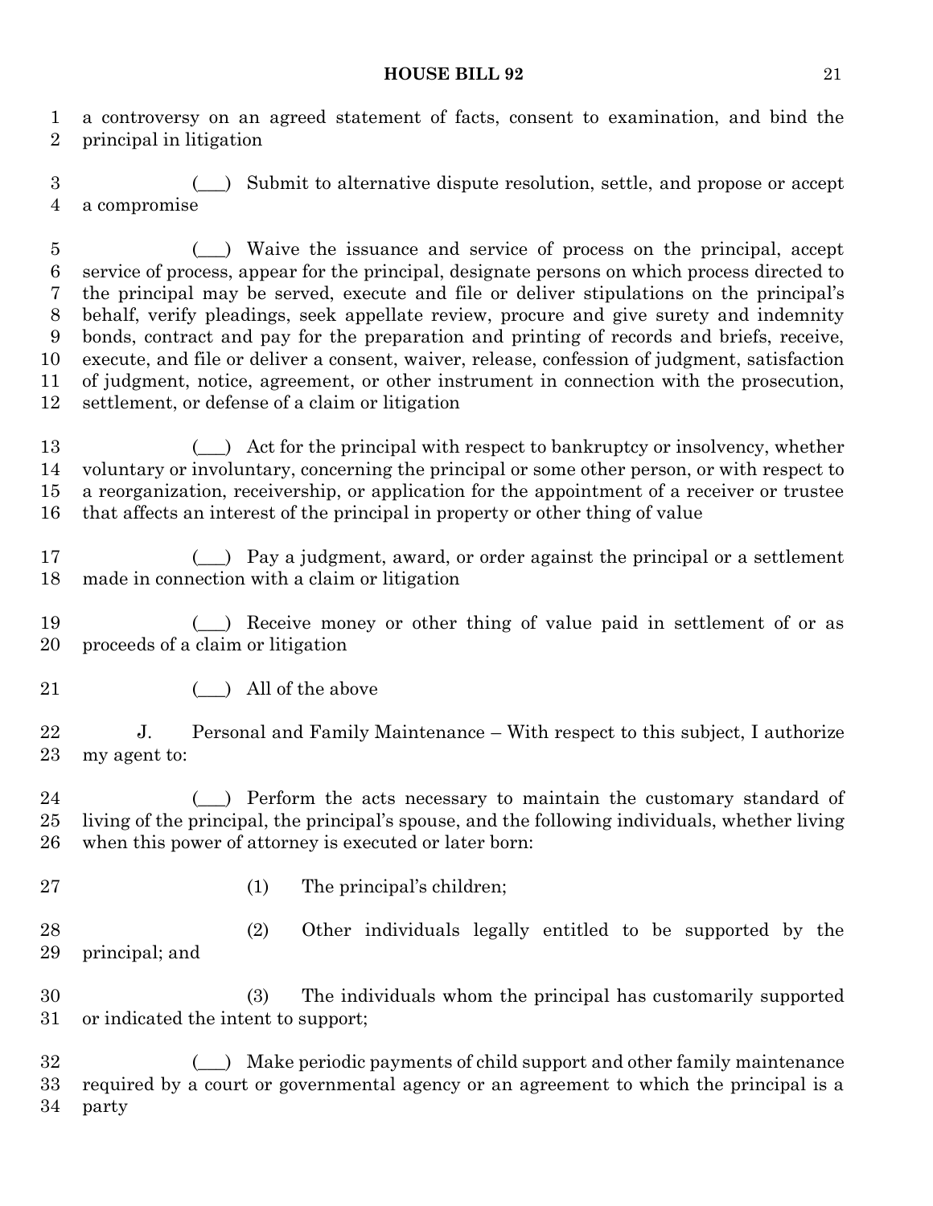a controversy on an agreed statement of facts, consent to examination, and bind the principal in litigation

(___) Submit to alternative dispute resolution, settle, and propose or accept a compromise

(___) Waive the issuance and service of process on the principal, accept service of process, appear for the principal, designate persons on which process directed to the principal may be served, execute and file or deliver stipulations on the principal's behalf, verify pleadings, seek appellate review, procure and give surety and indemnity bonds, contract and pay for the preparation and printing of records and briefs, receive, execute, and file or deliver a consent, waiver, release, confession of judgment, satisfaction of judgment, notice, agreement, or other instrument in connection with the prosecution, settlement, or defense of a claim or litigation

(___) Act for the principal with respect to bankruptcy or insolvency, whether voluntary or involuntary, concerning the principal or some other person, or with respect to a reorganization, receivership, or application for the appointment of a receiver or trustee that affects an interest of the principal in property or other thing of value

(___) Pay a judgment, award, or order against the principal or a settlement made in connection with a claim or litigation

(___) Receive money or other thing of value paid in settlement of or as proceeds of a claim or litigation

(___) All of the above

J. Personal and Family Maintenance – With respect to this subject, I authorize my agent to:

(___) Perform the acts necessary to maintain the customary standard of living of the principal, the principal's spouse, and the following individuals, whether living when this power of attorney is executed or later born:

(1) The principal's children;

(2) Other individuals legally entitled to be supported by the principal; and

(3) The individuals whom the principal has customarily supported or indicated the intent to support;

(___) Make periodic payments of child support and other family maintenance required by a court or governmental agency or an agreement to which the principal is a party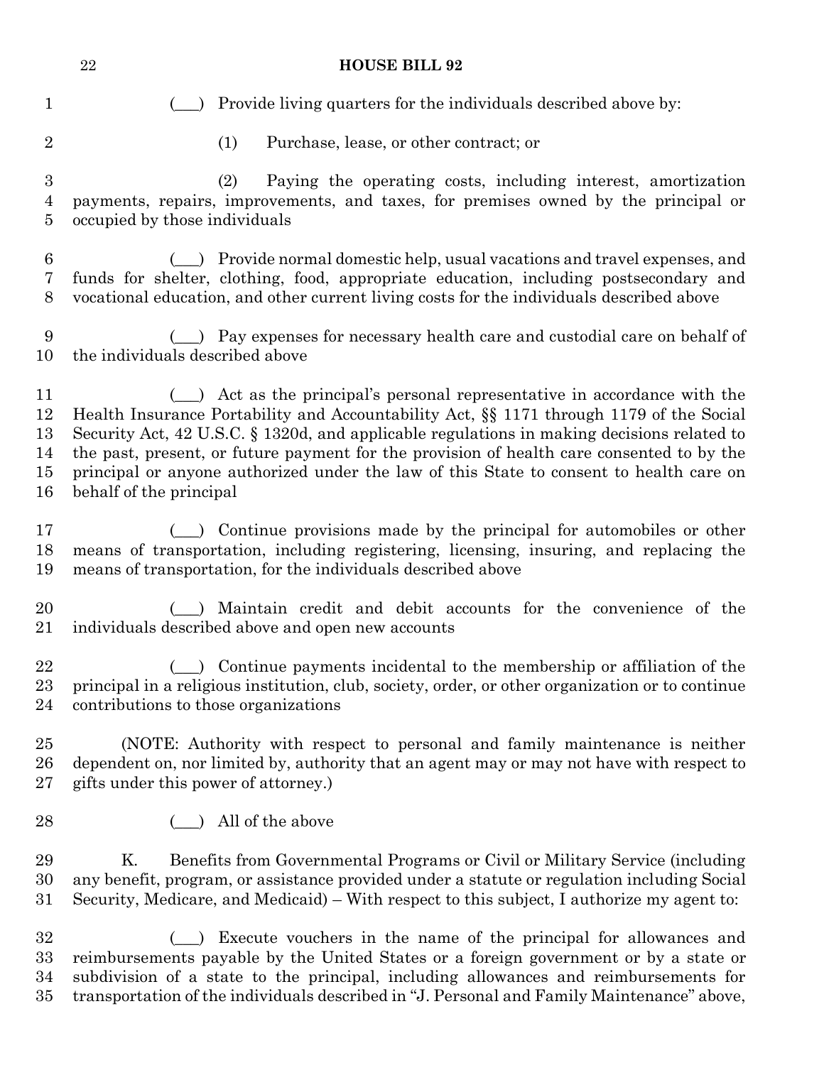(___) Provide living quarters for the individuals described above by:

(1) Purchase, lease, or other contract; or

(2) Paying the operating costs, including interest, amortization payments, repairs, improvements, and taxes, for premises owned by the principal or occupied by those individuals

(___) Provide normal domestic help, usual vacations and travel expenses, and funds for shelter, clothing, food, appropriate education, including postsecondary and vocational education, and other current living costs for the individuals described above

(___) Pay expenses for necessary health care and custodial care on behalf of the individuals described above

(___) Act as the principal's personal representative in accordance with the Health Insurance Portability and Accountability Act, §§ 1171 through 1179 of the Social Security Act, 42 U.S.C. § 1320d, and applicable regulations in making decisions related to the past, present, or future payment for the provision of health care consented to by the principal or anyone authorized under the law of this State to consent to health care on behalf of the principal

(___) Continue provisions made by the principal for automobiles or other means of transportation, including registering, licensing, insuring, and replacing the means of transportation, for the individuals described above

(___) Maintain credit and debit accounts for the convenience of the individuals described above and open new accounts

(___) Continue payments incidental to the membership or affiliation of the principal in a religious institution, club, society, order, or other organization or to continue contributions to those organizations

(NOTE: Authority with respect to personal and family maintenance is neither dependent on, nor limited by, authority that an agent may or may not have with respect to gifts under this power of attorney.)

(___) All of the above

K. Benefits from Governmental Programs or Civil or Military Service (including any benefit, program, or assistance provided under a statute or regulation including Social Security, Medicare, and Medicaid) – With respect to this subject, I authorize my agent to:

(___) Execute vouchers in the name of the principal for allowances and reimbursements payable by the United States or a foreign government or by a state or subdivision of a state to the principal, including allowances and reimbursements for transportation of the individuals described in "J. Personal and Family Maintenance" above,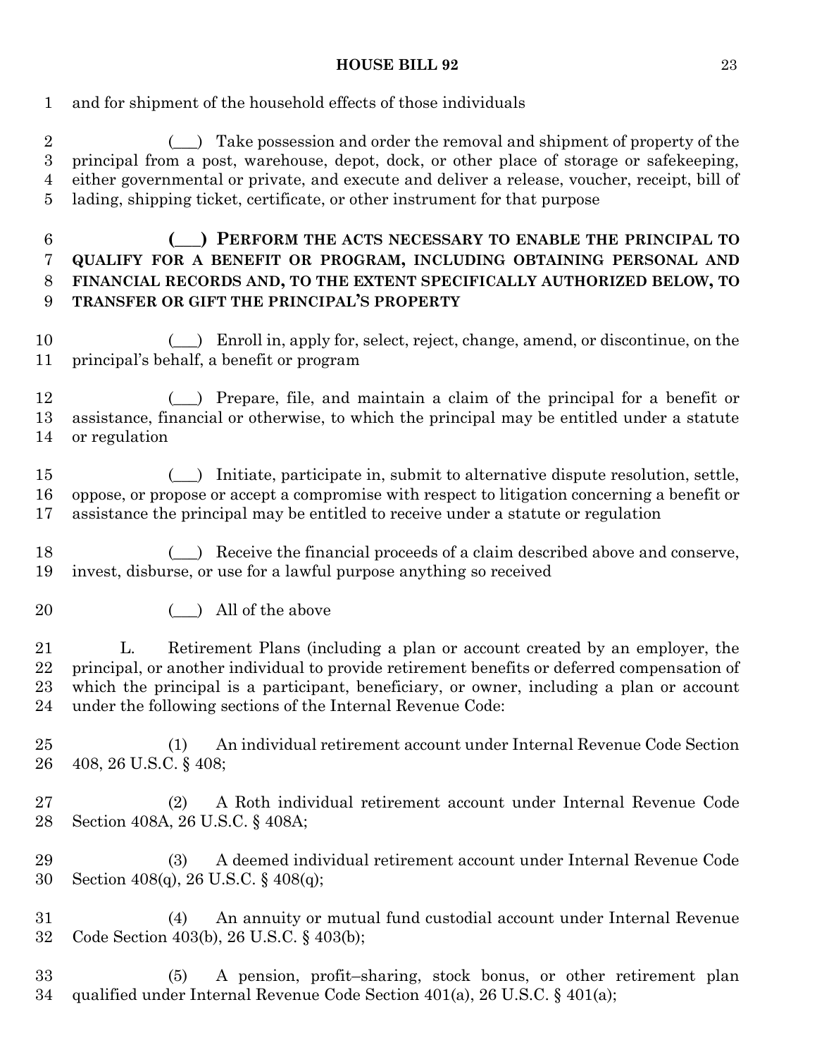and for shipment of the household effects of those individuals

(___) Take possession and order the removal and shipment of property of the principal from a post, warehouse, depot, dock, or other place of storage or safekeeping, either governmental or private, and execute and deliver a release, voucher, receipt, bill of lading, shipping ticket, certificate, or other instrument for that purpose

**(___) PERFORM THE ACTS NECESSARY TO ENABLE THE PRINCIPAL TO QUALIFY FOR A BENEFIT OR PROGRAM, INCLUDING OBTAINING PERSONAL AND FINANCIAL RECORDS AND, TO THE EXTENT SPECIFICALLY AUTHORIZED BELOW, TO TRANSFER OR GIFT THE PRINCIPAL'S PROPERTY**

(___) Enroll in, apply for, select, reject, change, amend, or discontinue, on the principal's behalf, a benefit or program

(___) Prepare, file, and maintain a claim of the principal for a benefit or assistance, financial or otherwise, to which the principal may be entitled under a statute or regulation

(___) Initiate, participate in, submit to alternative dispute resolution, settle, oppose, or propose or accept a compromise with respect to litigation concerning a benefit or assistance the principal may be entitled to receive under a statute or regulation

(___) Receive the financial proceeds of a claim described above and conserve, invest, disburse, or use for a lawful purpose anything so received

(___) All of the above

L. Retirement Plans (including a plan or account created by an employer, the principal, or another individual to provide retirement benefits or deferred compensation of which the principal is a participant, beneficiary, or owner, including a plan or account under the following sections of the Internal Revenue Code:

(1) An individual retirement account under Internal Revenue Code Section 408, 26 U.S.C. § 408;

(2) A Roth individual retirement account under Internal Revenue Code Section 408A, 26 U.S.C. § 408A;

(3) A deemed individual retirement account under Internal Revenue Code Section 408(q), 26 U.S.C. § 408(q);

(4) An annuity or mutual fund custodial account under Internal Revenue Code Section 403(b), 26 U.S.C. § 403(b);

(5) A pension, profit–sharing, stock bonus, or other retirement plan qualified under Internal Revenue Code Section 401(a), 26 U.S.C. § 401(a);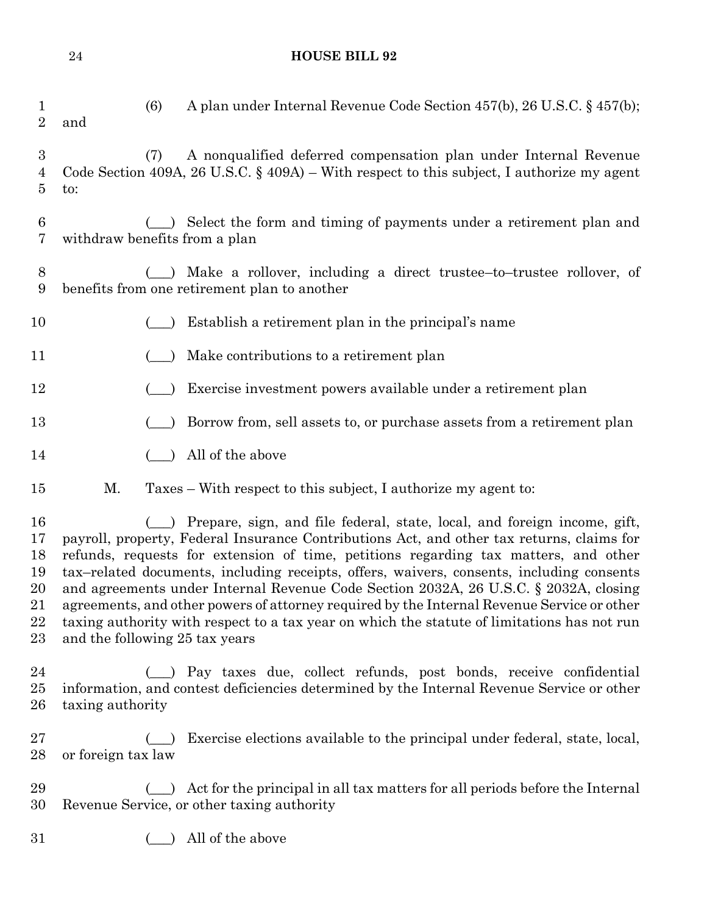(6) A plan under Internal Revenue Code Section 457(b), 26 U.S.C. § 457(b); and

(7) A nonqualified deferred compensation plan under Internal Revenue Code Section 409A, 26 U.S.C. § 409A) – With respect to this subject, I authorize my agent to:

(___) Select the form and timing of payments under a retirement plan and withdraw benefits from a plan

(___) Make a rollover, including a direct trustee–to–trustee rollover, of benefits from one retirement plan to another

(___) Establish a retirement plan in the principal's name

(___) Make contributions to a retirement plan

(___) Exercise investment powers available under a retirement plan

(___) Borrow from, sell assets to, or purchase assets from a retirement plan

(___) All of the above

M. Taxes – With respect to this subject, I authorize my agent to:

(___) Prepare, sign, and file federal, state, local, and foreign income, gift, payroll, property, Federal Insurance Contributions Act, and other tax returns, claims for refunds, requests for extension of time, petitions regarding tax matters, and other tax–related documents, including receipts, offers, waivers, consents, including consents and agreements under Internal Revenue Code Section 2032A, 26 U.S.C. § 2032A, closing agreements, and other powers of attorney required by the Internal Revenue Service or other taxing authority with respect to a tax year on which the statute of limitations has not run and the following 25 tax years

(___) Pay taxes due, collect refunds, post bonds, receive confidential information, and contest deficiencies determined by the Internal Revenue Service or other taxing authority

(___) Exercise elections available to the principal under federal, state, local, or foreign tax law

(___) Act for the principal in all tax matters for all periods before the Internal Revenue Service, or other taxing authority

(___) All of the above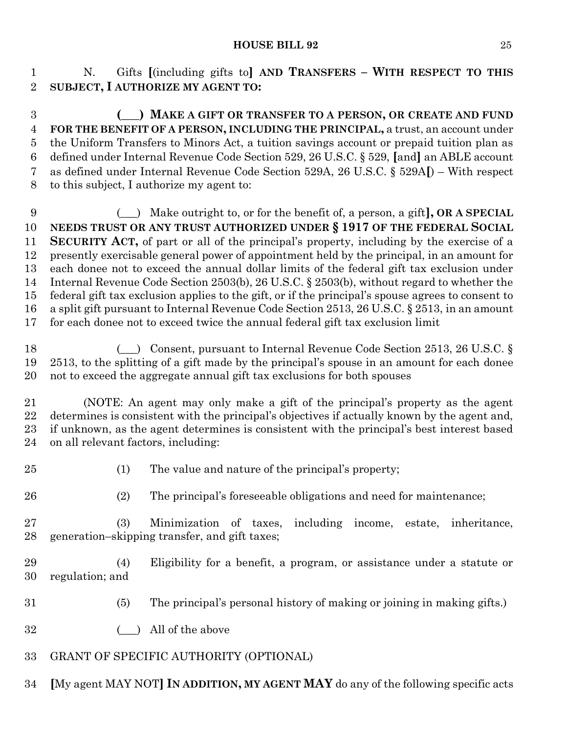N. Gifts [(including gifts to] **AND TRANSFERS – WITH RESPECT TO THIS SUBJECT, I AUTHORIZE MY AGENT TO:**

**(___) MAKE A GIFT OR TRANSFER TO A PERSON, OR CREATE AND FUND FOR THE BENEFIT OF A PERSON, INCLUDING THE PRINCIPAL,** a trust, an account under the Uniform Transfers to Minors Act, a tuition savings account or prepaid tuition plan as defined under Internal Revenue Code Section 529, 26 U.S.C. § 529, [and] an ABLE account as defined under Internal Revenue Code Section 529A, 26 U.S.C. § 529A[) – With respect to this subject, I authorize my agent to:

(___) Make outright to, or for the benefit of, a person, a gift]**, OR A SPECIAL NEEDS TRUST OR ANY TRUST AUTHORIZED UNDER § 1917 OF THE FEDERAL SOCIAL SECURITY ACT,** of part or all of the principal's property, including by the exercise of a presently exercisable general power of appointment held by the principal, in an amount for each donee not to exceed the annual dollar limits of the federal gift tax exclusion under Internal Revenue Code Section 2503(b), 26 U.S.C. § 2503(b), without regard to whether the federal gift tax exclusion applies to the gift, or if the principal's spouse agrees to consent to a split gift pursuant to Internal Revenue Code Section 2513, 26 U.S.C. § 2513, in an amount for each donee not to exceed twice the annual federal gift tax exclusion limit

(___) Consent, pursuant to Internal Revenue Code Section 2513, 26 U.S.C. § 2513, to the splitting of a gift made by the principal's spouse in an amount for each donee not to exceed the aggregate annual gift tax exclusions for both spouses

(NOTE: An agent may only make a gift of the principal's property as the agent determines is consistent with the principal's objectives if actually known by the agent and, if unknown, as the agent determines is consistent with the principal's best interest based on all relevant factors, including:

(1) The value and nature of the principal's property;

(2) The principal's foreseeable obligations and need for maintenance;

(3) Minimization of taxes, including income, estate, inheritance, generation–skipping transfer, and gift taxes;

(4) Eligibility for a benefit, a program, or assistance under a statute or regulation; and

(5) The principal's personal history of making or joining in making gifts.)

(___) All of the above

GRANT OF SPECIFIC AUTHORITY (OPTIONAL)

[My agent MAY NOT] **IN ADDITION, MY AGENT MAY** do any of the following specific acts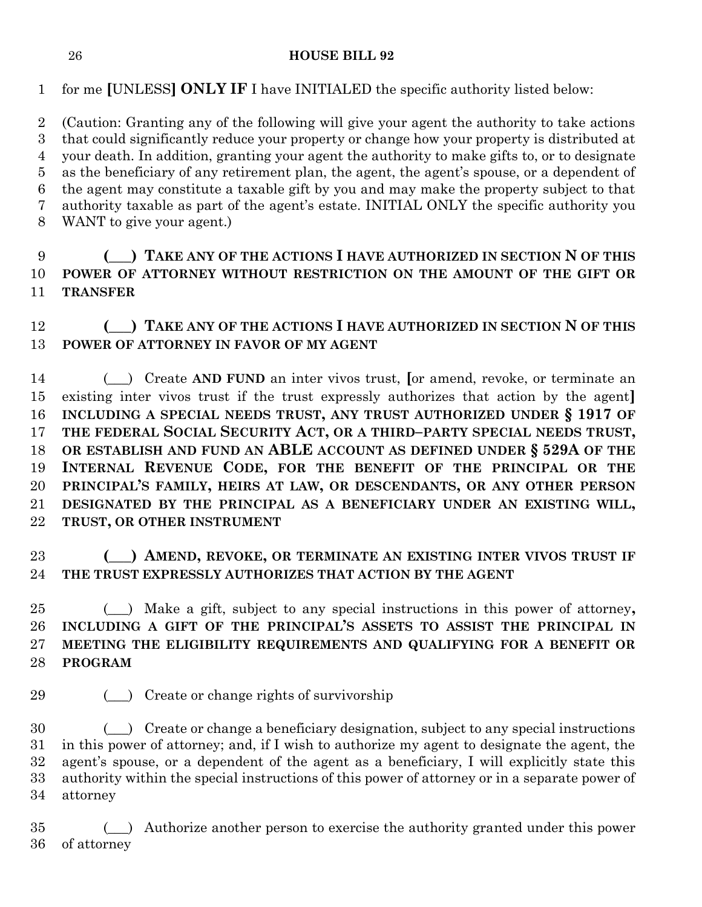for me [UNLESS] **ONLY IF** I have INITIALED the specific authority listed below:

(Caution: Granting any of the following will give your agent the authority to take actions that could significantly reduce your property or change how your property is distributed at your death. In addition, granting your agent the authority to make gifts to, or to designate as the beneficiary of any retirement plan, the agent, the agent's spouse, or a dependent of the agent may constitute a taxable gift by you and may make the property subject to that authority taxable as part of the agent's estate. INITIAL ONLY the specific authority you WANT to give your agent.)

**(\_\_\_) TAKE ANY OF THE ACTIONS I HAVE AUTHORIZED IN SECTION N OF THIS POWER OF ATTORNEY WITHOUT RESTRICTION ON THE AMOUNT OF THE GIFT OR TRANSFER**

**(\_\_\_) TAKE ANY OF THE ACTIONS I HAVE AUTHORIZED IN SECTION N OF THIS POWER OF ATTORNEY IN FAVOR OF MY AGENT**

(\_\_\_) Create **AND FUND** an inter vivos trust, [or amend, revoke, or terminate an existing inter vivos trust if the trust expressly authorizes that action by the agent] **INCLUDING A SPECIAL NEEDS TRUST, ANY TRUST AUTHORIZED UNDER § 1917 OF THE FEDERAL SOCIAL SECURITY ACT, OR A THIRD–PARTY SPECIAL NEEDS TRUST, OR ESTABLISH AND FUND AN ABLE ACCOUNT AS DEFINED UNDER § 529A OF THE INTERNAL REVENUE CODE, FOR THE BENEFIT OF THE PRINCIPAL OR THE PRINCIPAL'S FAMILY, HEIRS AT LAW, OR DESCENDANTS, OR ANY OTHER PERSON DESIGNATED BY THE PRINCIPAL AS A BENEFICIARY UNDER AN EXISTING WILL, TRUST, OR OTHER INSTRUMENT**

**(\_\_\_) AMEND, REVOKE, OR TERMINATE AN EXISTING INTER VIVOS TRUST IF THE TRUST EXPRESSLY AUTHORIZES THAT ACTION BY THE AGENT**

(\_\_\_) Make a gift, subject to any special instructions in this power of attorney**, INCLUDING A GIFT OF THE PRINCIPAL'S ASSETS TO ASSIST THE PRINCIPAL IN MEETING THE ELIGIBILITY REQUIREMENTS AND QUALIFYING FOR A BENEFIT OR PROGRAM**

(\_\_\_) Create or change rights of survivorship

(\_\_\_) Create or change a beneficiary designation, subject to any special instructions in this power of attorney; and, if I wish to authorize my agent to designate the agent, the agent's spouse, or a dependent of the agent as a beneficiary, I will explicitly state this authority within the special instructions of this power of attorney or in a separate power of attorney

(\_\_\_) Authorize another person to exercise the authority granted under this power of attorney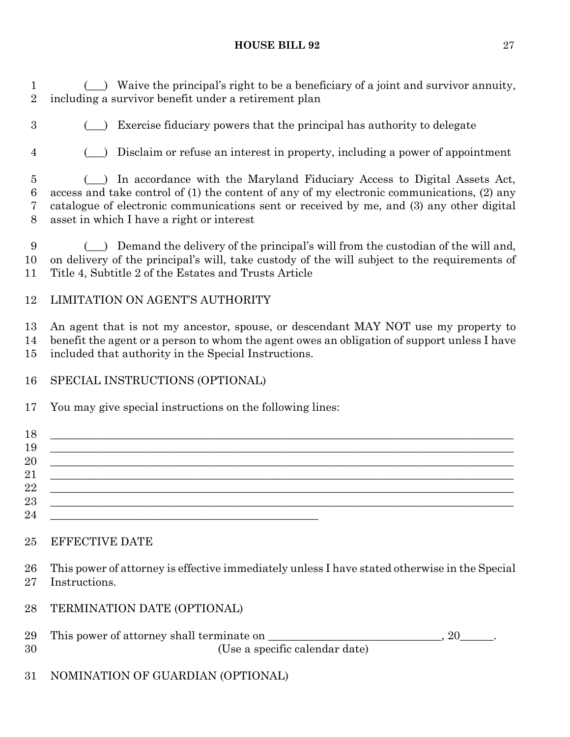(___) Waive the principal's right to be a beneficiary of a joint and survivor annuity, including a survivor benefit under a retirement plan

(___) Exercise fiduciary powers that the principal has authority to delegate

(___) Disclaim or refuse an interest in property, including a power of appointment

(___) In accordance with the Maryland Fiduciary Access to Digital Assets Act, access and take control of (1) the content of any of my electronic communications, (2) any catalogue of electronic communications sent or received by me, and (3) any other digital asset in which I have a right or interest

(___) Demand the delivery of the principal's will from the custodian of the will and, on delivery of the principal's will, take custody of the will subject to the requirements of Title 4, Subtitle 2 of the Estates and Trusts Article

LIMITATION ON AGENT'S AUTHORITY

An agent that is not my ancestor, spouse, or descendant MAY NOT use my property to benefit the agent or a person to whom the agent owes an obligation of support unless I have included that authority in the Special Instructions.

SPECIAL INSTRUCTIONS (OPTIONAL)

You may give special instructions on the following lines:

______________________________________________________________________________
______________________________________________________________________________
______________________________________________________________________________
______________________________________________________________________________
______________________________________________________________________________
______________________________________________________________________________
____________________________________________

EFFECTIVE DATE

This power of attorney is effective immediately unless I have stated otherwise in the Special Instructions.

TERMINATION DATE (OPTIONAL)

This power of attorney shall terminate on ______________________________, 20______.
(Use a specific calendar date)

NOMINATION OF GUARDIAN (OPTIONAL)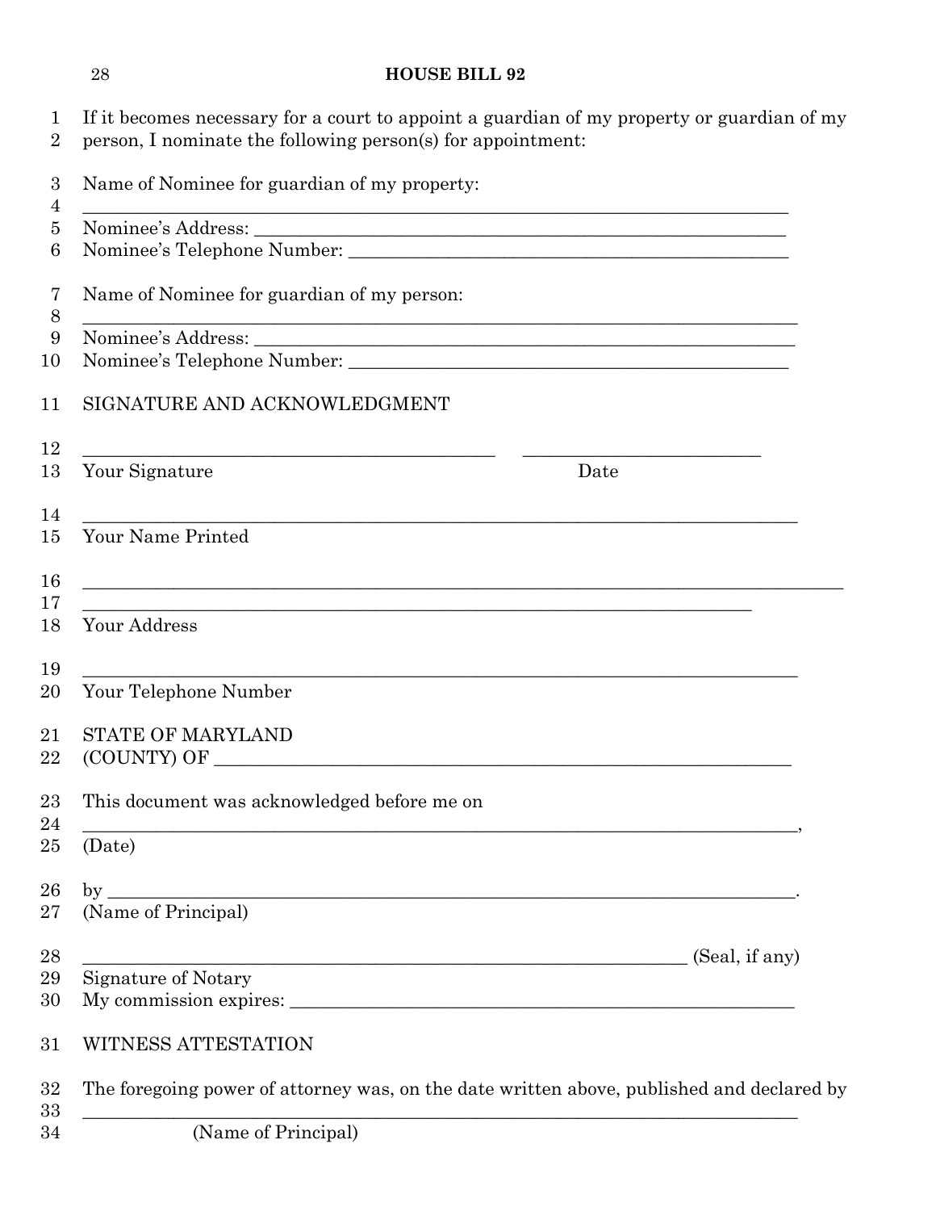If it becomes necessary for a court to appoint a guardian of my property or guardian of my person, I nominate the following person(s) for appointment:

Name of Nominee for guardian of my property:

________________________________________________________________________________

Nominee's Address: ______________________________________________________________

Nominee's Telephone Number: _______________________________________________________

Name of Nominee for guardian of my person:

________________________________________________________________________________

Nominee's Address: ______________________________________________________________

Nominee's Telephone Number: _______________________________________________________

SIGNATURE AND ACKNOWLEDGMENT

_____________________________________________     ___________________________

Your Signature                                                                    Date

________________________________________________________________________________

Your Name Printed

________________________________________________________________________________

________________________________________________________________________________

Your Address

________________________________________________________________________________

Your Telephone Number

STATE OF MARYLAND

(COUNTY) OF _________________________________________________________________

This document was acknowledged before me on

________________________________________________________________________________,

(Date)

by _____________________________________________________________________________.

(Name of Principal)

_______________________________________________________________________ (Seal, if any)

Signature of Notary

My commission expires: ___________________________________________________________

WITNESS ATTESTATION

The foregoing power of attorney was, on the date written above, published and declared by

________________________________________________________________________________

(Name of Principal)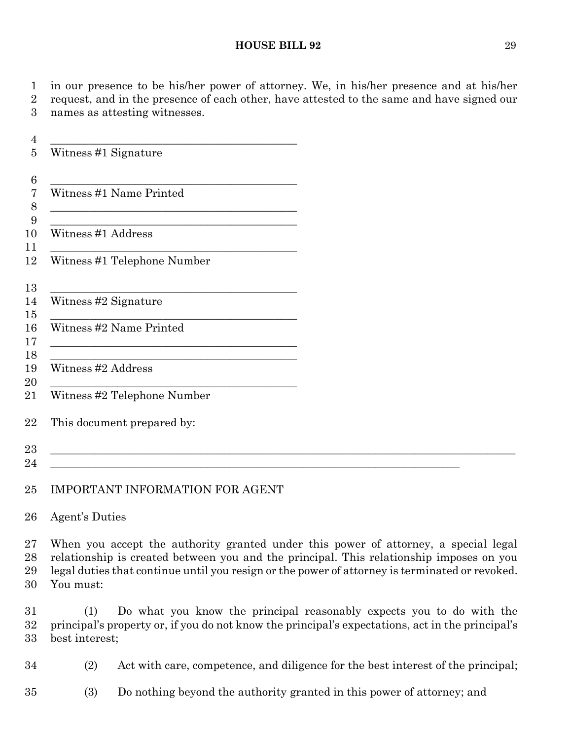in our presence to be his/her power of attorney. We, in his/her presence and at his/her request, and in the presence of each other, have attested to the same and have signed our names as attesting witnesses.

\_\_\_\_\_\_\_\_\_\_\_\_\_\_\_\_\_\_\_\_\_\_\_\_\_\_\_\_\_\_\_\_\_\_\_\_\_\_\_\_
Witness #1 Signature

\_\_\_\_\_\_\_\_\_\_\_\_\_\_\_\_\_\_\_\_\_\_\_\_\_\_\_\_\_\_\_\_\_\_\_\_\_\_\_\_
Witness #1 Name Printed

\_\_\_\_\_\_\_\_\_\_\_\_\_\_\_\_\_\_\_\_\_\_\_\_\_\_\_\_\_\_\_\_\_\_\_\_\_\_\_\_
\_\_\_\_\_\_\_\_\_\_\_\_\_\_\_\_\_\_\_\_\_\_\_\_\_\_\_\_\_\_\_\_\_\_\_\_\_\_\_\_
Witness #1 Address

\_\_\_\_\_\_\_\_\_\_\_\_\_\_\_\_\_\_\_\_\_\_\_\_\_\_\_\_\_\_\_\_\_\_\_\_\_\_\_\_
Witness #1 Telephone Number

\_\_\_\_\_\_\_\_\_\_\_\_\_\_\_\_\_\_\_\_\_\_\_\_\_\_\_\_\_\_\_\_\_\_\_\_\_\_\_\_
Witness #2 Signature

\_\_\_\_\_\_\_\_\_\_\_\_\_\_\_\_\_\_\_\_\_\_\_\_\_\_\_\_\_\_\_\_\_\_\_\_\_\_\_\_
Witness #2 Name Printed

\_\_\_\_\_\_\_\_\_\_\_\_\_\_\_\_\_\_\_\_\_\_\_\_\_\_\_\_\_\_\_\_\_\_\_\_\_\_\_\_
\_\_\_\_\_\_\_\_\_\_\_\_\_\_\_\_\_\_\_\_\_\_\_\_\_\_\_\_\_\_\_\_\_\_\_\_\_\_\_\_
Witness #2 Address

\_\_\_\_\_\_\_\_\_\_\_\_\_\_\_\_\_\_\_\_\_\_\_\_\_\_\_\_\_\_\_\_\_\_\_\_\_\_\_\_
Witness #2 Telephone Number

This document prepared by:

\_\_\_\_\_\_\_\_\_\_\_\_\_\_\_\_\_\_\_\_\_\_\_\_\_\_\_\_\_\_\_\_\_\_\_\_\_\_\_\_\_\_\_\_\_\_\_\_\_\_\_\_\_\_\_\_\_\_\_\_\_\_\_\_\_\_\_\_\_\_\_\_\_\_\_\_
\_\_\_\_\_\_\_\_\_\_\_\_\_\_\_\_\_\_\_\_\_\_\_\_\_\_\_\_\_\_\_\_\_\_\_\_\_\_\_\_\_\_\_\_\_\_\_\_\_\_\_\_\_\_\_\_\_\_\_\_\_\_\_\_\_\_\_\_\_

IMPORTANT INFORMATION FOR AGENT

Agent's Duties

When you accept the authority granted under this power of attorney, a special legal relationship is created between you and the principal. This relationship imposes on you legal duties that continue until you resign or the power of attorney is terminated or revoked. You must:

(1) Do what you know the principal reasonably expects you to do with the principal's property or, if you do not know the principal's expectations, act in the principal's best interest;

(2) Act with care, competence, and diligence for the best interest of the principal;

(3) Do nothing beyond the authority granted in this power of attorney; and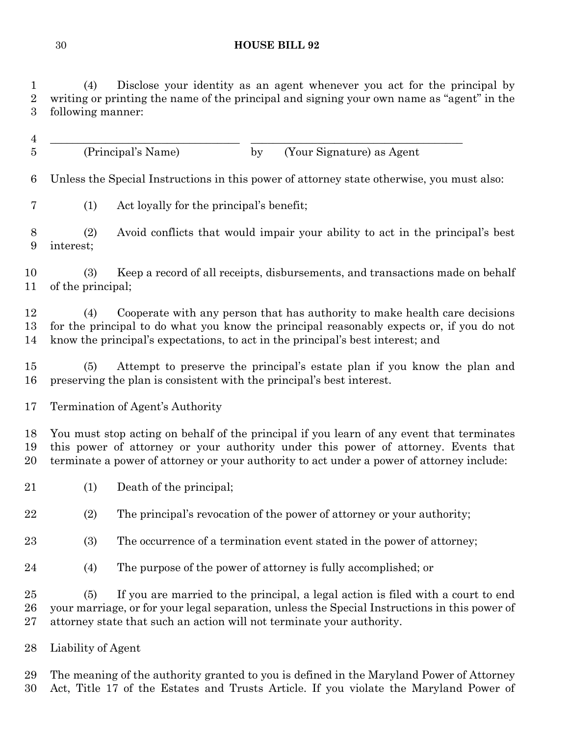(4) Disclose your identity as an agent whenever you act for the principal by writing or printing the name of the principal and signing your own name as "agent" in the following manner:

\_\_\_\_\_\_\_\_\_\_\_\_\_\_\_\_\_\_\_\_\_\_\_\_\_\_\_\_\_\_\_\_\_\_ \_\_\_\_\_\_\_\_\_\_\_\_\_\_\_\_\_\_\_\_\_\_\_\_\_\_\_\_\_\_\_\_\_\_\_\_\_\_
(Principal's Name) by (Your Signature) as Agent

Unless the Special Instructions in this power of attorney state otherwise, you must also:

(1) Act loyally for the principal's benefit;

(2) Avoid conflicts that would impair your ability to act in the principal's best interest;

(3) Keep a record of all receipts, disbursements, and transactions made on behalf of the principal;

(4) Cooperate with any person that has authority to make health care decisions for the principal to do what you know the principal reasonably expects or, if you do not know the principal's expectations, to act in the principal's best interest; and

(5) Attempt to preserve the principal's estate plan if you know the plan and preserving the plan is consistent with the principal's best interest.

Termination of Agent's Authority

You must stop acting on behalf of the principal if you learn of any event that terminates this power of attorney or your authority under this power of attorney. Events that terminate a power of attorney or your authority to act under a power of attorney include:

(1) Death of the principal;

(2) The principal's revocation of the power of attorney or your authority;

(3) The occurrence of a termination event stated in the power of attorney;

(4) The purpose of the power of attorney is fully accomplished; or

(5) If you are married to the principal, a legal action is filed with a court to end your marriage, or for your legal separation, unless the Special Instructions in this power of attorney state that such an action will not terminate your authority.

Liability of Agent

The meaning of the authority granted to you is defined in the Maryland Power of Attorney Act, Title 17 of the Estates and Trusts Article. If you violate the Maryland Power of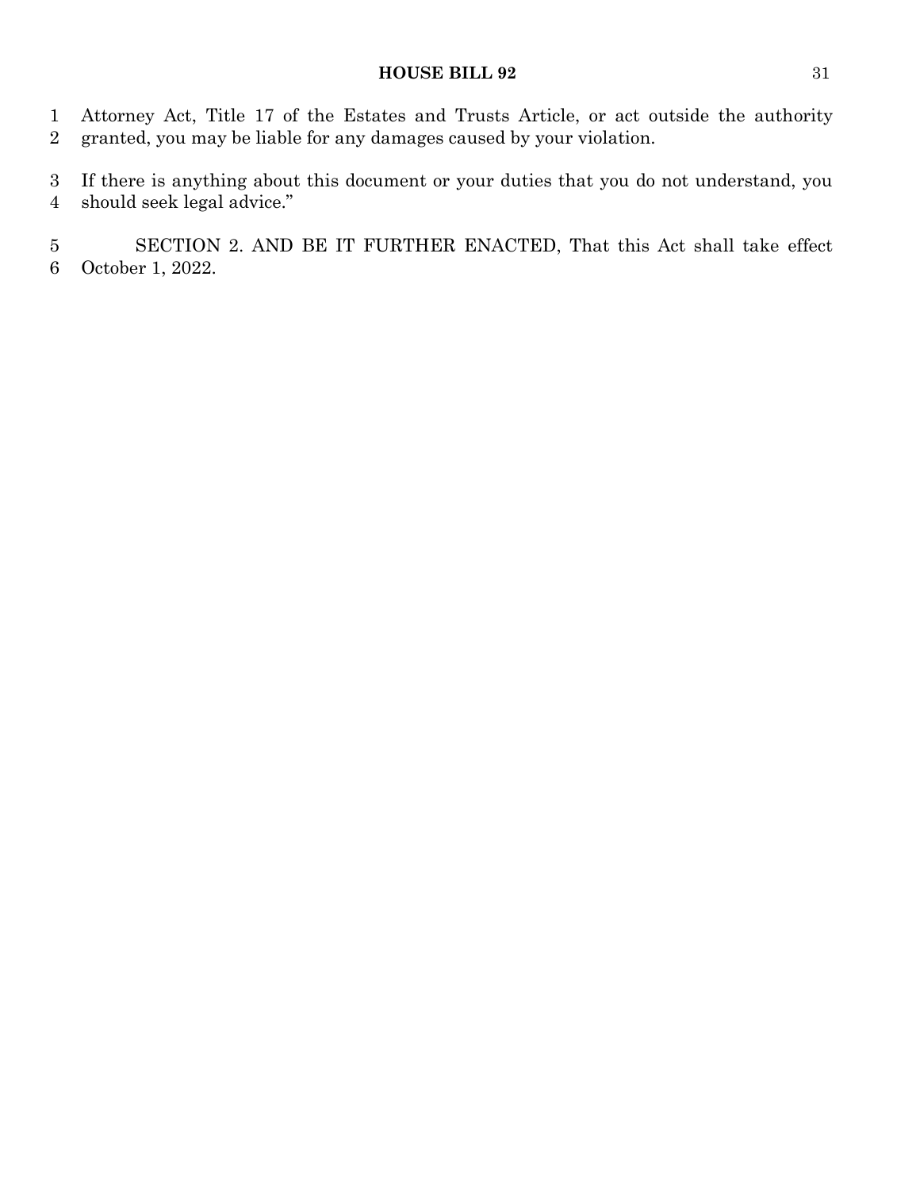Attorney Act, Title 17 of the Estates and Trusts Article, or act outside the authority granted, you may be liable for any damages caused by your violation.

If there is anything about this document or your duties that you do not understand, you should seek legal advice."

SECTION 2. AND BE IT FURTHER ENACTED, That this Act shall take effect October 1, 2022.